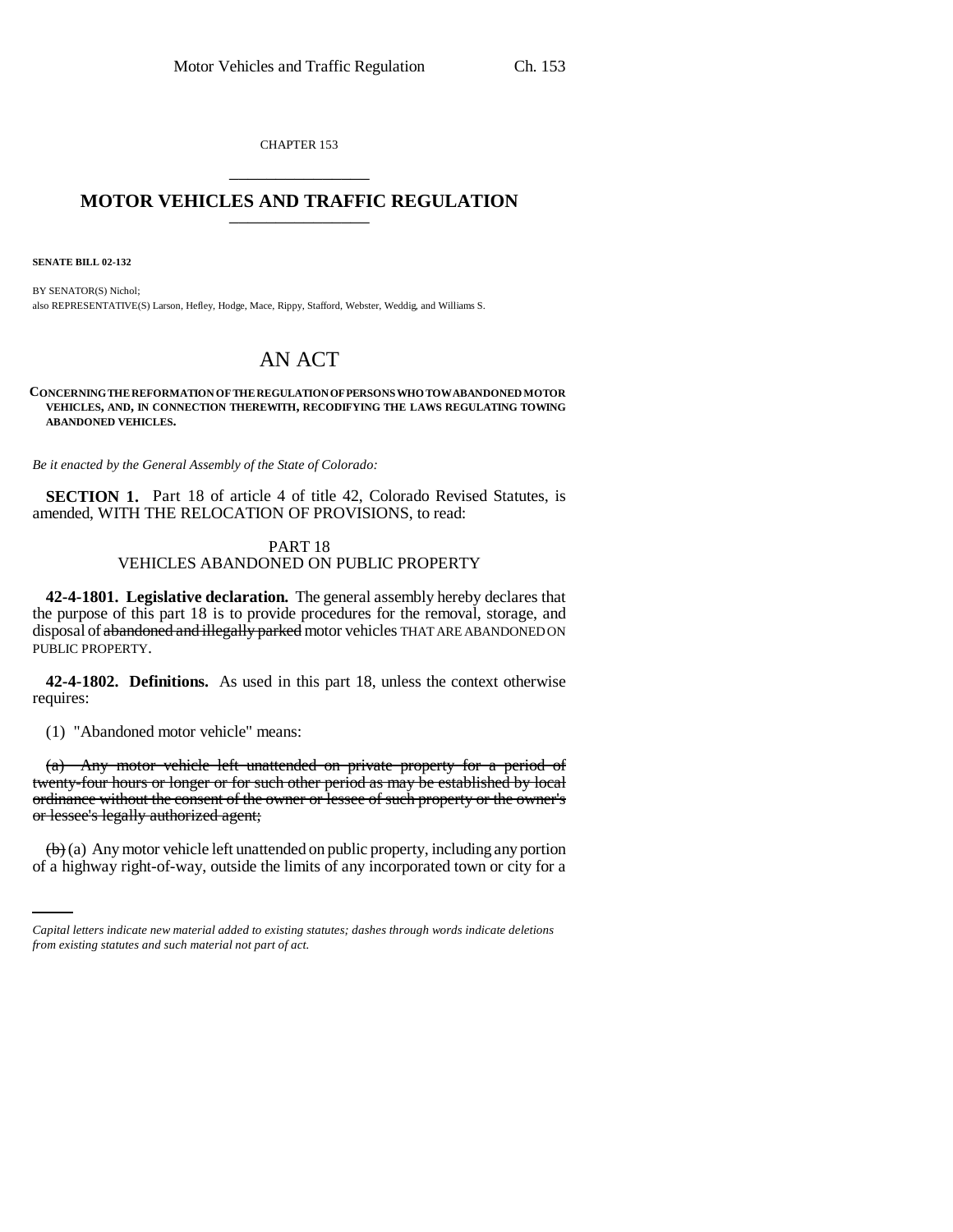CHAPTER 153

# MOTOR VEHICLES AND TRAFFIC REGULATION

**SENATE BILL 02-132**

BY SENATOR(S) Nichol;
also REPRESENTATIVE(S) Larson, Hefley, Hodge, Mace, Rippy, Stafford, Webster, Weddig, and Williams S.

## AN ACT

**CONCERNING THE REFORMATION OF THE REGULATION OF PERSONS WHO TOW ABANDONED MOTOR VEHICLES, AND, IN CONNECTION THEREWITH, RECODIFYING THE LAWS REGULATING TOWING ABANDONED VEHICLES.**

*Be it enacted by the General Assembly of the State of Colorado:*

**SECTION 1.** Part 18 of article 4 of title 42, Colorado Revised Statutes, is amended, WITH THE RELOCATION OF PROVISIONS, to read:

PART 18
VEHICLES ABANDONED ON PUBLIC PROPERTY

**42-4-1801. Legislative declaration.** The general assembly hereby declares that the purpose of this part 18 is to provide procedures for the removal, storage, and disposal of ~~abandoned and illegally parked~~ motor vehicles THAT ARE ABANDONED ON PUBLIC PROPERTY.

**42-4-1802. Definitions.** As used in this part 18, unless the context otherwise requires:

(1) "Abandoned motor vehicle" means:

~~(a) Any motor vehicle left unattended on private property for a period of twenty-four hours or longer or for such other period as may be established by local ordinance without the consent of the owner or lessee of such property or the owner's or lessee's legally authorized agent;~~

~~(b)~~ (a) Any motor vehicle left unattended on public property, including any portion of a highway right-of-way, outside the limits of any incorporated town or city for a

*Capital letters indicate new material added to existing statutes; dashes through words indicate deletions from existing statutes and such material not part of act.*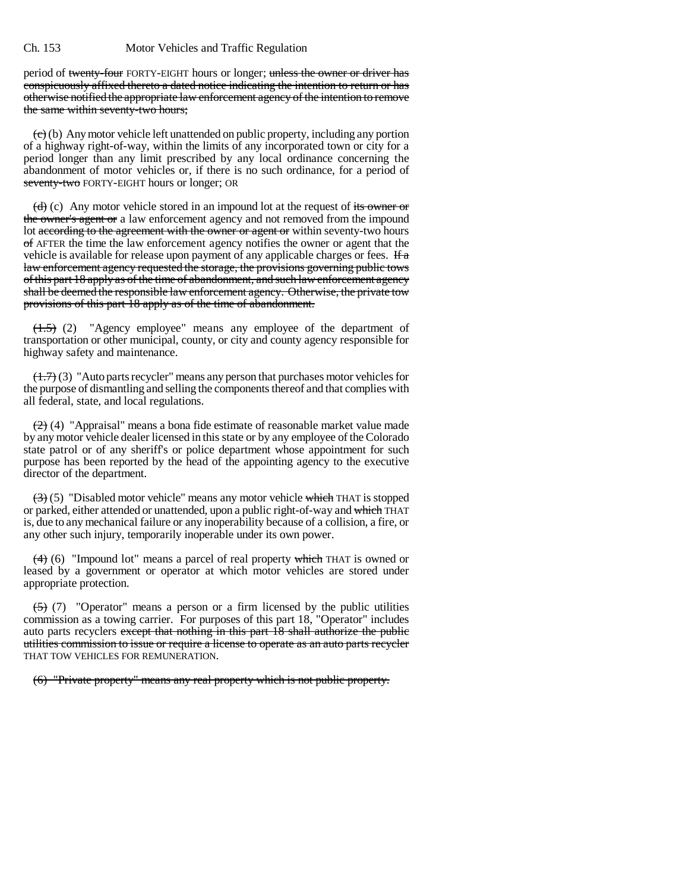period of ~~twenty-four~~ FORTY-EIGHT hours or longer; ~~unless the owner or driver has conspicuously affixed thereto a dated notice indicating the intention to return or has otherwise notified the appropriate law enforcement agency of the intention to remove the same within seventy-two hours;~~

~~(c)~~ (b) Any motor vehicle left unattended on public property, including any portion of a highway right-of-way, within the limits of any incorporated town or city for a period longer than any limit prescribed by any local ordinance concerning the abandonment of motor vehicles or, if there is no such ordinance, for a period of ~~seventy-two~~ FORTY-EIGHT hours or longer; OR

~~(d)~~ (c) Any motor vehicle stored in an impound lot at the request of ~~its owner or the owner's agent or~~ a law enforcement agency and not removed from the impound lot ~~according to the agreement with the owner or agent or~~ within seventy-two hours ~~of~~ AFTER the time the law enforcement agency notifies the owner or agent that the vehicle is available for release upon payment of any applicable charges or fees. ~~If a law enforcement agency requested the storage, the provisions governing public tows of this part 18 apply as of the time of abandonment, and such law enforcement agency shall be deemed the responsible law enforcement agency. Otherwise, the private tow provisions of this part 18 apply as of the time of abandonment.~~

~~(1.5)~~ (2) "Agency employee" means any employee of the department of transportation or other municipal, county, or city and county agency responsible for highway safety and maintenance.

~~(1.7)~~ (3) "Auto parts recycler" means any person that purchases motor vehicles for the purpose of dismantling and selling the components thereof and that complies with all federal, state, and local regulations.

~~(2)~~ (4) "Appraisal" means a bona fide estimate of reasonable market value made by any motor vehicle dealer licensed in this state or by any employee of the Colorado state patrol or of any sheriff's or police department whose appointment for such purpose has been reported by the head of the appointing agency to the executive director of the department.

~~(3)~~ (5) "Disabled motor vehicle" means any motor vehicle ~~which~~ THAT is stopped or parked, either attended or unattended, upon a public right-of-way and ~~which~~ THAT is, due to any mechanical failure or any inoperability because of a collision, a fire, or any other such injury, temporarily inoperable under its own power.

~~(4)~~ (6) "Impound lot" means a parcel of real property ~~which~~ THAT is owned or leased by a government or operator at which motor vehicles are stored under appropriate protection.

~~(5)~~ (7) "Operator" means a person or a firm licensed by the public utilities commission as a towing carrier. For purposes of this part 18, "Operator" includes auto parts recyclers ~~except that nothing in this part 18 shall authorize the public utilities commission to issue or require a license to operate as an auto parts recycler~~ THAT TOW VEHICLES FOR REMUNERATION.

~~(6) "Private property" means any real property which is not public property.~~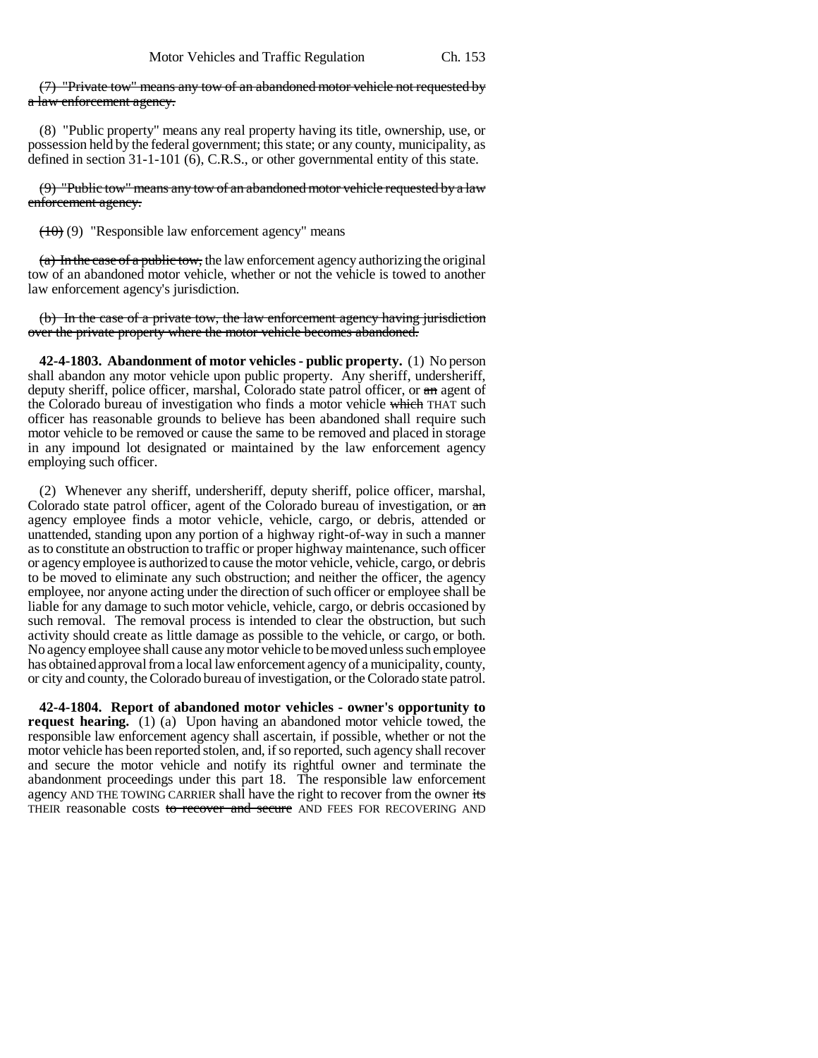(7) "Private tow" means any tow of an abandoned motor vehicle not requested by a law enforcement agency.

(8) "Public property" means any real property having its title, ownership, use, or possession held by the federal government; this state; or any county, municipality, as defined in section 31-1-101 (6), C.R.S., or other governmental entity of this state.

(9) "Public tow" means any tow of an abandoned motor vehicle requested by a law enforcement agency.

(10) (9) "Responsible law enforcement agency" means

(a) In the case of a public tow, the law enforcement agency authorizing the original tow of an abandoned motor vehicle, whether or not the vehicle is towed to another law enforcement agency's jurisdiction.

(b) In the case of a private tow, the law enforcement agency having jurisdiction over the private property where the motor vehicle becomes abandoned.

**42-4-1803. Abandonment of motor vehicles - public property.** (1) No person shall abandon any motor vehicle upon public property. Any sheriff, undersheriff, deputy sheriff, police officer, marshal, Colorado state patrol officer, or an agent of the Colorado bureau of investigation who finds a motor vehicle which THAT such officer has reasonable grounds to believe has been abandoned shall require such motor vehicle to be removed or cause the same to be removed and placed in storage in any impound lot designated or maintained by the law enforcement agency employing such officer.

(2) Whenever any sheriff, undersheriff, deputy sheriff, police officer, marshal, Colorado state patrol officer, agent of the Colorado bureau of investigation, or an agency employee finds a motor vehicle, vehicle, cargo, or debris, attended or unattended, standing upon any portion of a highway right-of-way in such a manner as to constitute an obstruction to traffic or proper highway maintenance, such officer or agency employee is authorized to cause the motor vehicle, vehicle, cargo, or debris to be moved to eliminate any such obstruction; and neither the officer, the agency employee, nor anyone acting under the direction of such officer or employee shall be liable for any damage to such motor vehicle, vehicle, cargo, or debris occasioned by such removal. The removal process is intended to clear the obstruction, but such activity should create as little damage as possible to the vehicle, or cargo, or both. No agency employee shall cause any motor vehicle to be moved unless such employee has obtained approval from a local law enforcement agency of a municipality, county, or city and county, the Colorado bureau of investigation, or the Colorado state patrol.

**42-4-1804. Report of abandoned motor vehicles - owner's opportunity to request hearing.** (1) (a) Upon having an abandoned motor vehicle towed, the responsible law enforcement agency shall ascertain, if possible, whether or not the motor vehicle has been reported stolen, and, if so reported, such agency shall recover and secure the motor vehicle and notify its rightful owner and terminate the abandonment proceedings under this part 18. The responsible law enforcement agency AND THE TOWING CARRIER shall have the right to recover from the owner its THEIR reasonable costs to recover and secure AND FEES FOR RECOVERING AND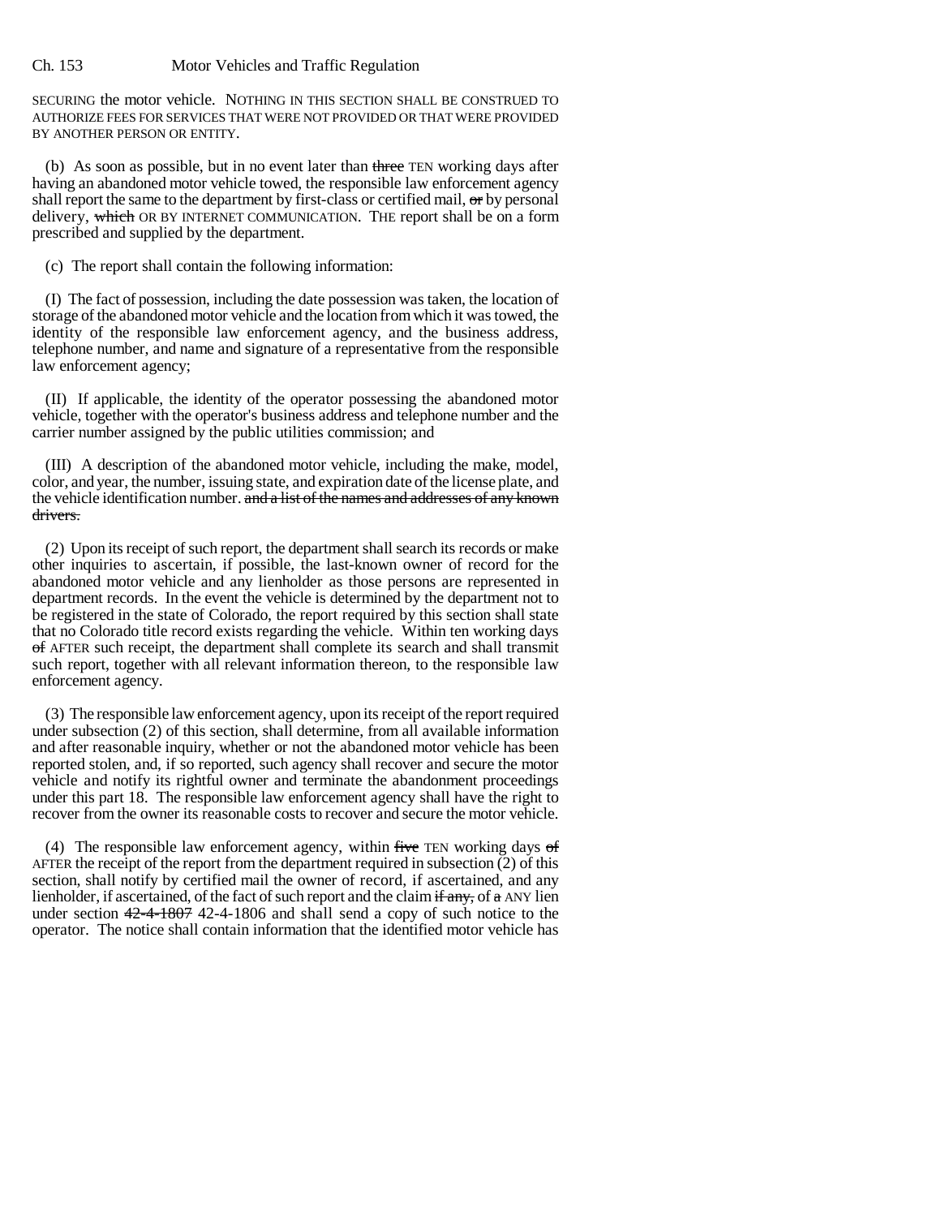SECURING the motor vehicle. NOTHING IN THIS SECTION SHALL BE CONSTRUED TO AUTHORIZE FEES FOR SERVICES THAT WERE NOT PROVIDED OR THAT WERE PROVIDED BY ANOTHER PERSON OR ENTITY.

(b) As soon as possible, but in no event later than ~~three~~ TEN working days after having an abandoned motor vehicle towed, the responsible law enforcement agency shall report the same to the department by first-class or certified mail, ~~or~~ by personal delivery, ~~which~~ OR BY INTERNET COMMUNICATION. THE report shall be on a form prescribed and supplied by the department.

(c) The report shall contain the following information:

(I) The fact of possession, including the date possession was taken, the location of storage of the abandoned motor vehicle and the location from which it was towed, the identity of the responsible law enforcement agency, and the business address, telephone number, and name and signature of a representative from the responsible law enforcement agency;

(II) If applicable, the identity of the operator possessing the abandoned motor vehicle, together with the operator's business address and telephone number and the carrier number assigned by the public utilities commission; and

(III) A description of the abandoned motor vehicle, including the make, model, color, and year, the number, issuing state, and expiration date of the license plate, and the vehicle identification number. ~~and a list of the names and addresses of any known drivers.~~

(2) Upon its receipt of such report, the department shall search its records or make other inquiries to ascertain, if possible, the last-known owner of record for the abandoned motor vehicle and any lienholder as those persons are represented in department records. In the event the vehicle is determined by the department not to be registered in the state of Colorado, the report required by this section shall state that no Colorado title record exists regarding the vehicle. Within ten working days ~~of~~ AFTER such receipt, the department shall complete its search and shall transmit such report, together with all relevant information thereon, to the responsible law enforcement agency.

(3) The responsible law enforcement agency, upon its receipt of the report required under subsection (2) of this section, shall determine, from all available information and after reasonable inquiry, whether or not the abandoned motor vehicle has been reported stolen, and, if so reported, such agency shall recover and secure the motor vehicle and notify its rightful owner and terminate the abandonment proceedings under this part 18. The responsible law enforcement agency shall have the right to recover from the owner its reasonable costs to recover and secure the motor vehicle.

(4) The responsible law enforcement agency, within ~~five~~ TEN working days ~~of~~ AFTER the receipt of the report from the department required in subsection (2) of this section, shall notify by certified mail the owner of record, if ascertained, and any lienholder, if ascertained, of the fact of such report and the claim ~~if any,~~ of ~~a~~ ANY lien under section ~~42-4-1807~~ 42-4-1806 and shall send a copy of such notice to the operator. The notice shall contain information that the identified motor vehicle has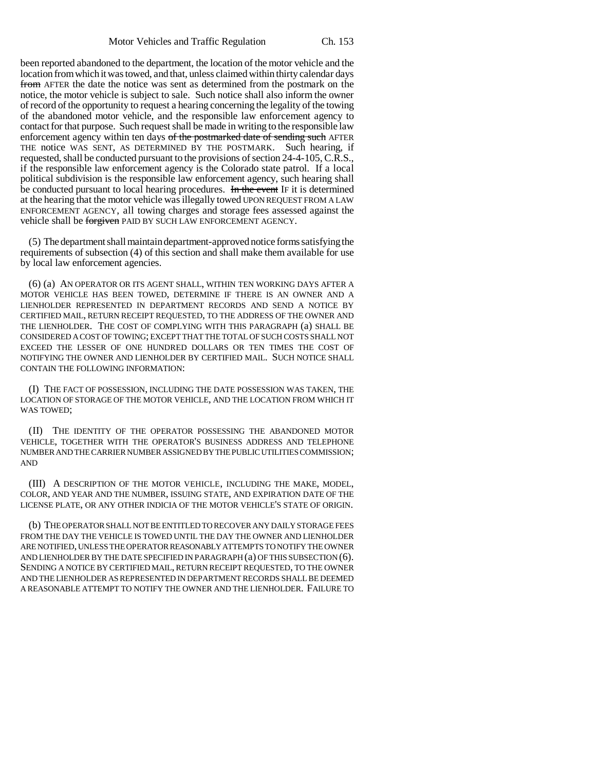been reported abandoned to the department, the location of the motor vehicle and the location from which it was towed, and that, unless claimed within thirty calendar days ~~from~~ AFTER the date the notice was sent as determined from the postmark on the notice, the motor vehicle is subject to sale. Such notice shall also inform the owner of record of the opportunity to request a hearing concerning the legality of the towing of the abandoned motor vehicle, and the responsible law enforcement agency to contact for that purpose. Such request shall be made in writing to the responsible law enforcement agency within ten days ~~of the postmarked date of sending such~~ AFTER THE notice WAS SENT, AS DETERMINED BY THE POSTMARK. Such hearing, if requested, shall be conducted pursuant to the provisions of section 24-4-105, C.R.S., if the responsible law enforcement agency is the Colorado state patrol. If a local political subdivision is the responsible law enforcement agency, such hearing shall be conducted pursuant to local hearing procedures. ~~In the event~~ IF it is determined at the hearing that the motor vehicle was illegally towed UPON REQUEST FROM A LAW ENFORCEMENT AGENCY, all towing charges and storage fees assessed against the vehicle shall be ~~forgiven~~ PAID BY SUCH LAW ENFORCEMENT AGENCY.

(5) The department shall maintain department-approved notice forms satisfying the requirements of subsection (4) of this section and shall make them available for use by local law enforcement agencies.

(6) (a) AN OPERATOR OR ITS AGENT SHALL, WITHIN TEN WORKING DAYS AFTER A MOTOR VEHICLE HAS BEEN TOWED, DETERMINE IF THERE IS AN OWNER AND A LIENHOLDER REPRESENTED IN DEPARTMENT RECORDS AND SEND A NOTICE BY CERTIFIED MAIL, RETURN RECEIPT REQUESTED, TO THE ADDRESS OF THE OWNER AND THE LIENHOLDER. THE COST OF COMPLYING WITH THIS PARAGRAPH (a) SHALL BE CONSIDERED A COST OF TOWING; EXCEPT THAT THE TOTAL OF SUCH COSTS SHALL NOT EXCEED THE LESSER OF ONE HUNDRED DOLLARS OR TEN TIMES THE COST OF NOTIFYING THE OWNER AND LIENHOLDER BY CERTIFIED MAIL. SUCH NOTICE SHALL CONTAIN THE FOLLOWING INFORMATION:

(I) THE FACT OF POSSESSION, INCLUDING THE DATE POSSESSION WAS TAKEN, THE LOCATION OF STORAGE OF THE MOTOR VEHICLE, AND THE LOCATION FROM WHICH IT WAS TOWED;

(II) THE IDENTITY OF THE OPERATOR POSSESSING THE ABANDONED MOTOR VEHICLE, TOGETHER WITH THE OPERATOR'S BUSINESS ADDRESS AND TELEPHONE NUMBER AND THE CARRIER NUMBER ASSIGNED BY THE PUBLIC UTILITIES COMMISSION; AND

(III) A DESCRIPTION OF THE MOTOR VEHICLE, INCLUDING THE MAKE, MODEL, COLOR, AND YEAR AND THE NUMBER, ISSUING STATE, AND EXPIRATION DATE OF THE LICENSE PLATE, OR ANY OTHER INDICIA OF THE MOTOR VEHICLE'S STATE OF ORIGIN.

(b) THE OPERATOR SHALL NOT BE ENTITLED TO RECOVER ANY DAILY STORAGE FEES FROM THE DAY THE VEHICLE IS TOWED UNTIL THE DAY THE OWNER AND LIENHOLDER ARE NOTIFIED, UNLESS THE OPERATOR REASONABLY ATTEMPTS TO NOTIFY THE OWNER AND LIENHOLDER BY THE DATE SPECIFIED IN PARAGRAPH (a) OF THIS SUBSECTION (6). SENDING A NOTICE BY CERTIFIED MAIL, RETURN RECEIPT REQUESTED, TO THE OWNER AND THE LIENHOLDER AS REPRESENTED IN DEPARTMENT RECORDS SHALL BE DEEMED A REASONABLE ATTEMPT TO NOTIFY THE OWNER AND THE LIENHOLDER. FAILURE TO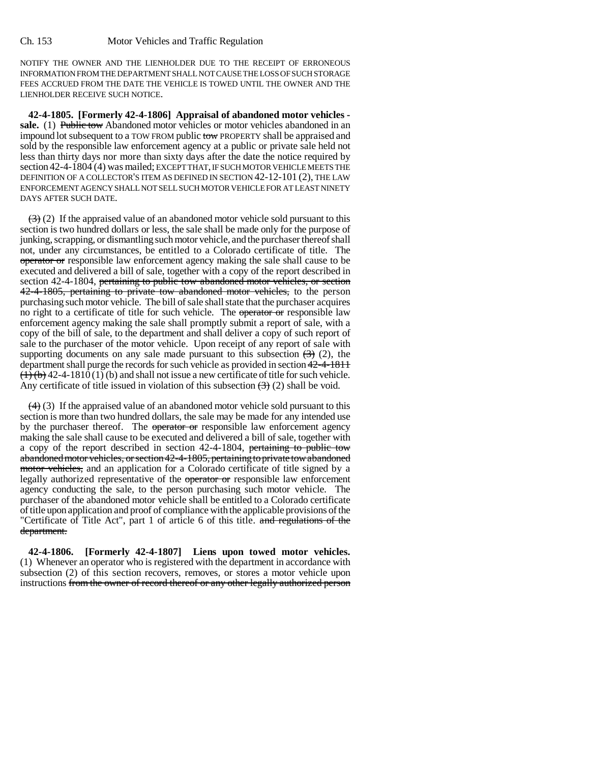NOTIFY THE OWNER AND THE LIENHOLDER DUE TO THE RECEIPT OF ERRONEOUS INFORMATION FROM THE DEPARTMENT SHALL NOT CAUSE THE LOSS OF SUCH STORAGE FEES ACCRUED FROM THE DATE THE VEHICLE IS TOWED UNTIL THE OWNER AND THE LIENHOLDER RECEIVE SUCH NOTICE.

**42-4-1805. [Formerly 42-4-1806] Appraisal of abandoned motor vehicles - sale.** (1) ~~Public tow~~ Abandoned motor vehicles or motor vehicles abandoned in an impound lot subsequent to a TOW FROM public ~~tow~~ PROPERTY shall be appraised and sold by the responsible law enforcement agency at a public or private sale held not less than thirty days nor more than sixty days after the date the notice required by section 42-4-1804 (4) was mailed; EXCEPT THAT, IF SUCH MOTOR VEHICLE MEETS THE DEFINITION OF A COLLECTOR'S ITEM AS DEFINED IN SECTION 42-12-101 (2), THE LAW ENFORCEMENT AGENCY SHALL NOT SELL SUCH MOTOR VEHICLE FOR AT LEAST NINETY DAYS AFTER SUCH DATE.

~~(3)~~ (2) If the appraised value of an abandoned motor vehicle sold pursuant to this section is two hundred dollars or less, the sale shall be made only for the purpose of junking, scrapping, or dismantling such motor vehicle, and the purchaser thereof shall not, under any circumstances, be entitled to a Colorado certificate of title. The ~~operator or~~ responsible law enforcement agency making the sale shall cause to be executed and delivered a bill of sale, together with a copy of the report described in section 42-4-1804, ~~pertaining to public tow abandoned motor vehicles, or section 42-4-1805, pertaining to private tow abandoned motor vehicles,~~ to the person purchasing such motor vehicle. The bill of sale shall state that the purchaser acquires no right to a certificate of title for such vehicle. The ~~operator or~~ responsible law enforcement agency making the sale shall promptly submit a report of sale, with a copy of the bill of sale, to the department and shall deliver a copy of such report of sale to the purchaser of the motor vehicle. Upon receipt of any report of sale with supporting documents on any sale made pursuant to this subsection ~~(3)~~ (2), the department shall purge the records for such vehicle as provided in section ~~42-4-1811 (1) (b)~~ 42-4-1810 (1) (b) and shall not issue a new certificate of title for such vehicle. Any certificate of title issued in violation of this subsection ~~(3)~~ (2) shall be void.

~~(4)~~ (3) If the appraised value of an abandoned motor vehicle sold pursuant to this section is more than two hundred dollars, the sale may be made for any intended use by the purchaser thereof. The ~~operator or~~ responsible law enforcement agency making the sale shall cause to be executed and delivered a bill of sale, together with a copy of the report described in section 42-4-1804, ~~pertaining to public tow abandoned motor vehicles, or section 42-4-1805, pertaining to private tow abandoned motor vehicles,~~ and an application for a Colorado certificate of title signed by a legally authorized representative of the ~~operator or~~ responsible law enforcement agency conducting the sale, to the person purchasing such motor vehicle. The purchaser of the abandoned motor vehicle shall be entitled to a Colorado certificate of title upon application and proof of compliance with the applicable provisions of the "Certificate of Title Act", part 1 of article 6 of this title. ~~and regulations of the department.~~

**42-4-1806. [Formerly 42-4-1807] Liens upon towed motor vehicles.** (1) Whenever an operator who is registered with the department in accordance with subsection (2) of this section recovers, removes, or stores a motor vehicle upon instructions ~~from the owner of record thereof or any other legally authorized person~~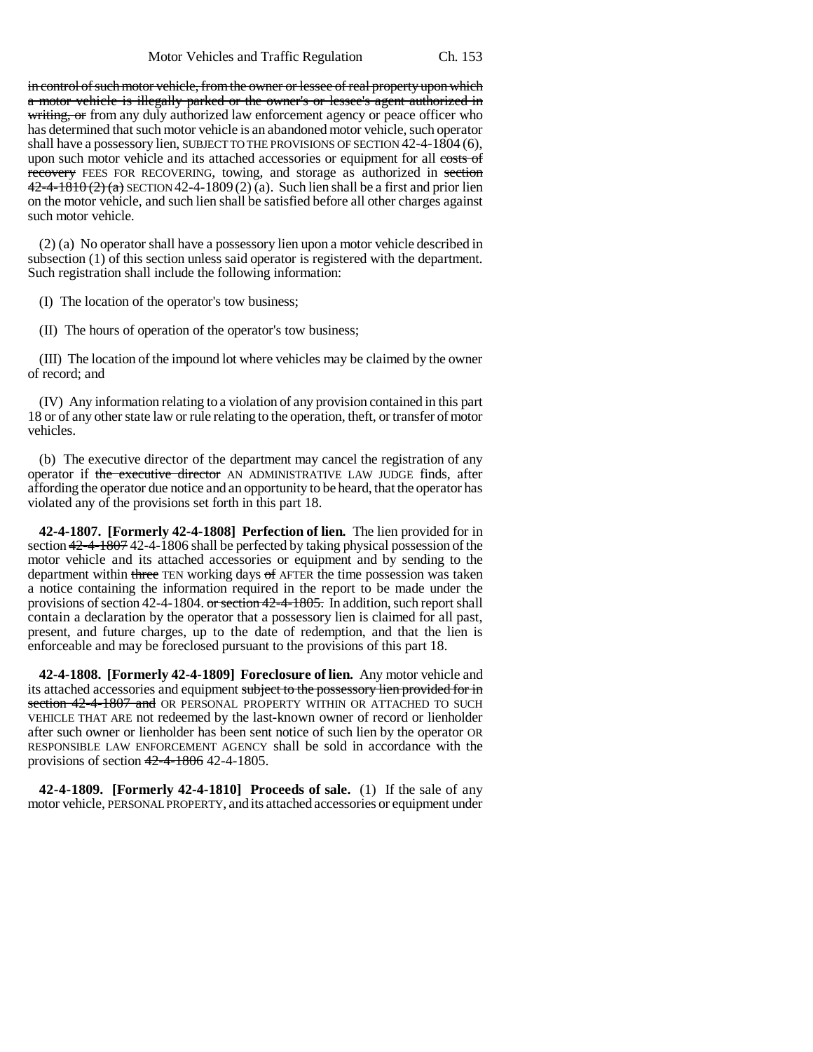in control of such motor vehicle, from the owner or lessee of real property upon which a motor vehicle is illegally parked or the owner's or lessee's agent authorized in writing, or from any duly authorized law enforcement agency or peace officer who has determined that such motor vehicle is an abandoned motor vehicle, such operator shall have a possessory lien, SUBJECT TO THE PROVISIONS OF SECTION 42-4-1804 (6), upon such motor vehicle and its attached accessories or equipment for all costs of recovery FEES FOR RECOVERING, towing, and storage as authorized in section 42-4-1810 (2) (a) SECTION 42-4-1809 (2) (a). Such lien shall be a first and prior lien on the motor vehicle, and such lien shall be satisfied before all other charges against such motor vehicle.

(2) (a) No operator shall have a possessory lien upon a motor vehicle described in subsection (1) of this section unless said operator is registered with the department. Such registration shall include the following information:

(I) The location of the operator's tow business;

(II) The hours of operation of the operator's tow business;

(III) The location of the impound lot where vehicles may be claimed by the owner of record; and

(IV) Any information relating to a violation of any provision contained in this part 18 or of any other state law or rule relating to the operation, theft, or transfer of motor vehicles.

(b) The executive director of the department may cancel the registration of any operator if the executive director AN ADMINISTRATIVE LAW JUDGE finds, after affording the operator due notice and an opportunity to be heard, that the operator has violated any of the provisions set forth in this part 18.

**42-4-1807. [Formerly 42-4-1808] Perfection of lien.** The lien provided for in section 42-4-1807 42-4-1806 shall be perfected by taking physical possession of the motor vehicle and its attached accessories or equipment and by sending to the department within three TEN working days of AFTER the time possession was taken a notice containing the information required in the report to be made under the provisions of section 42-4-1804. or section 42-4-1805. In addition, such report shall contain a declaration by the operator that a possessory lien is claimed for all past, present, and future charges, up to the date of redemption, and that the lien is enforceable and may be foreclosed pursuant to the provisions of this part 18.

**42-4-1808. [Formerly 42-4-1809] Foreclosure of lien.** Any motor vehicle and its attached accessories and equipment subject to the possessory lien provided for in section 42-4-1807 and OR PERSONAL PROPERTY WITHIN OR ATTACHED TO SUCH VEHICLE THAT ARE not redeemed by the last-known owner of record or lienholder after such owner or lienholder has been sent notice of such lien by the operator OR RESPONSIBLE LAW ENFORCEMENT AGENCY shall be sold in accordance with the provisions of section 42-4-1806 42-4-1805.

**42-4-1809. [Formerly 42-4-1810] Proceeds of sale.** (1) If the sale of any motor vehicle, PERSONAL PROPERTY, and its attached accessories or equipment under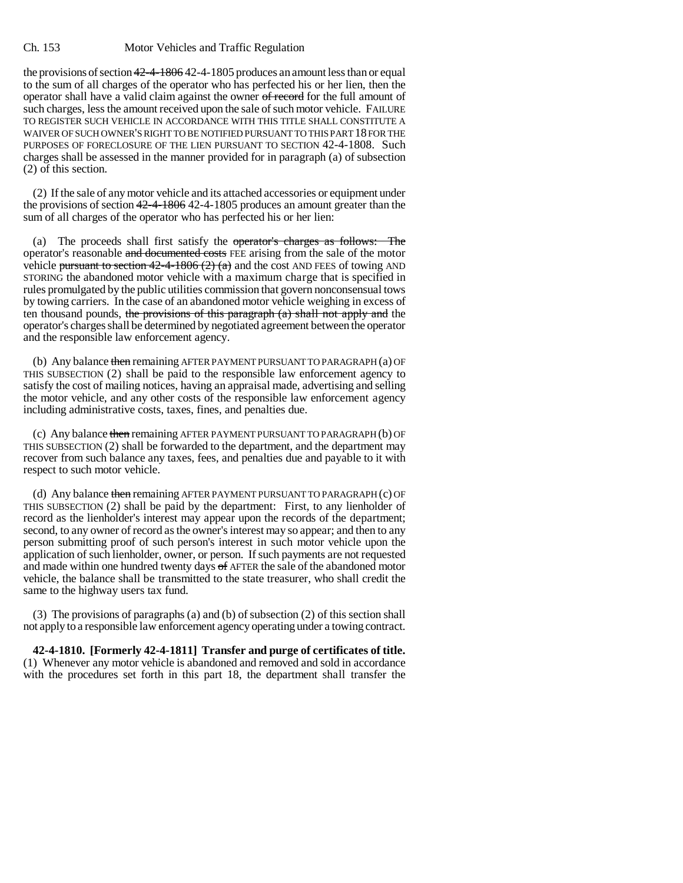the provisions of section ~~42-4-1806~~ 42-4-1805 produces an amount less than or equal to the sum of all charges of the operator who has perfected his or her lien, then the operator shall have a valid claim against the owner ~~of record~~ for the full amount of such charges, less the amount received upon the sale of such motor vehicle. FAILURE TO REGISTER SUCH VEHICLE IN ACCORDANCE WITH THIS TITLE SHALL CONSTITUTE A WAIVER OF SUCH OWNER'S RIGHT TO BE NOTIFIED PURSUANT TO THIS PART 18 FOR THE PURPOSES OF FORECLOSURE OF THE LIEN PURSUANT TO SECTION 42-4-1808. Such charges shall be assessed in the manner provided for in paragraph (a) of subsection (2) of this section.

(2) If the sale of any motor vehicle and its attached accessories or equipment under the provisions of section ~~42-4-1806~~ 42-4-1805 produces an amount greater than the sum of all charges of the operator who has perfected his or her lien:

(a) The proceeds shall first satisfy the ~~operator's charges as follows: The~~ operator's reasonable ~~and documented costs~~ FEE arising from the sale of the motor vehicle ~~pursuant to section 42-4-1806 (2) (a)~~ and the cost AND FEES of towing AND STORING the abandoned motor vehicle with a maximum charge that is specified in rules promulgated by the public utilities commission that govern nonconsensual tows by towing carriers. In the case of an abandoned motor vehicle weighing in excess of ten thousand pounds, ~~the provisions of this paragraph (a) shall not apply and~~ the operator's charges shall be determined by negotiated agreement between the operator and the responsible law enforcement agency.

(b) Any balance ~~then~~ remaining AFTER PAYMENT PURSUANT TO PARAGRAPH (a) OF THIS SUBSECTION (2) shall be paid to the responsible law enforcement agency to satisfy the cost of mailing notices, having an appraisal made, advertising and selling the motor vehicle, and any other costs of the responsible law enforcement agency including administrative costs, taxes, fines, and penalties due.

(c) Any balance ~~then~~ remaining AFTER PAYMENT PURSUANT TO PARAGRAPH (b) OF THIS SUBSECTION (2) shall be forwarded to the department, and the department may recover from such balance any taxes, fees, and penalties due and payable to it with respect to such motor vehicle.

(d) Any balance ~~then~~ remaining AFTER PAYMENT PURSUANT TO PARAGRAPH (c) OF THIS SUBSECTION (2) shall be paid by the department: First, to any lienholder of record as the lienholder's interest may appear upon the records of the department; second, to any owner of record as the owner's interest may so appear; and then to any person submitting proof of such person's interest in such motor vehicle upon the application of such lienholder, owner, or person. If such payments are not requested and made within one hundred twenty days ~~of~~ AFTER the sale of the abandoned motor vehicle, the balance shall be transmitted to the state treasurer, who shall credit the same to the highway users tax fund.

(3) The provisions of paragraphs (a) and (b) of subsection (2) of this section shall not apply to a responsible law enforcement agency operating under a towing contract.

**42-4-1810. [Formerly 42-4-1811] Transfer and purge of certificates of title.** (1) Whenever any motor vehicle is abandoned and removed and sold in accordance with the procedures set forth in this part 18, the department shall transfer the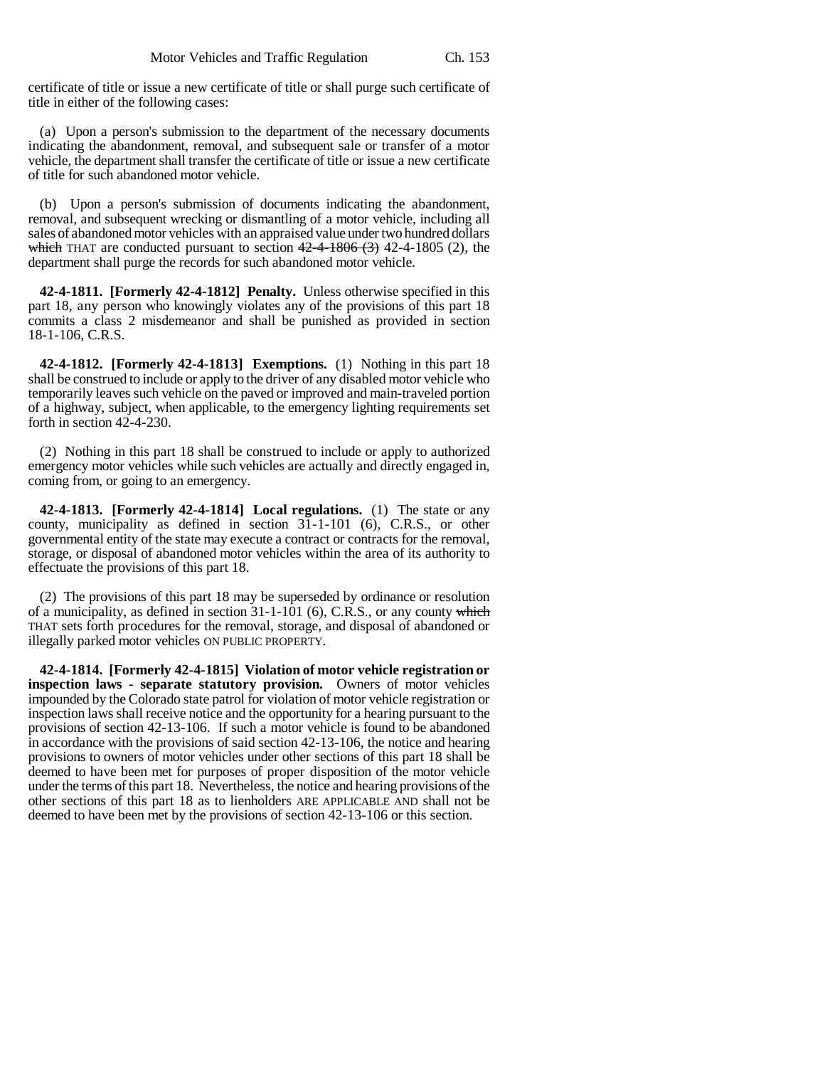certificate of title or issue a new certificate of title or shall purge such certificate of title in either of the following cases:

(a) Upon a person's submission to the department of the necessary documents indicating the abandonment, removal, and subsequent sale or transfer of a motor vehicle, the department shall transfer the certificate of title or issue a new certificate of title for such abandoned motor vehicle.

(b) Upon a person's submission of documents indicating the abandonment, removal, and subsequent wrecking or dismantling of a motor vehicle, including all sales of abandoned motor vehicles with an appraised value under two hundred dollars ~~which~~ THAT are conducted pursuant to section ~~42-4-1806 (3)~~ 42-4-1805 (2), the department shall purge the records for such abandoned motor vehicle.

**42-4-1811. [Formerly 42-4-1812] Penalty.** Unless otherwise specified in this part 18, any person who knowingly violates any of the provisions of this part 18 commits a class 2 misdemeanor and shall be punished as provided in section 18-1-106, C.R.S.

**42-4-1812. [Formerly 42-4-1813] Exemptions.** (1) Nothing in this part 18 shall be construed to include or apply to the driver of any disabled motor vehicle who temporarily leaves such vehicle on the paved or improved and main-traveled portion of a highway, subject, when applicable, to the emergency lighting requirements set forth in section 42-4-230.

(2) Nothing in this part 18 shall be construed to include or apply to authorized emergency motor vehicles while such vehicles are actually and directly engaged in, coming from, or going to an emergency.

**42-4-1813. [Formerly 42-4-1814] Local regulations.** (1) The state or any county, municipality as defined in section 31-1-101 (6), C.R.S., or other governmental entity of the state may execute a contract or contracts for the removal, storage, or disposal of abandoned motor vehicles within the area of its authority to effectuate the provisions of this part 18.

(2) The provisions of this part 18 may be superseded by ordinance or resolution of a municipality, as defined in section 31-1-101 (6), C.R.S., or any county ~~which~~ THAT sets forth procedures for the removal, storage, and disposal of abandoned or illegally parked motor vehicles ON PUBLIC PROPERTY.

**42-4-1814. [Formerly 42-4-1815] Violation of motor vehicle registration or inspection laws - separate statutory provision.** Owners of motor vehicles impounded by the Colorado state patrol for violation of motor vehicle registration or inspection laws shall receive notice and the opportunity for a hearing pursuant to the provisions of section 42-13-106. If such a motor vehicle is found to be abandoned in accordance with the provisions of said section 42-13-106, the notice and hearing provisions to owners of motor vehicles under other sections of this part 18 shall be deemed to have been met for purposes of proper disposition of the motor vehicle under the terms of this part 18. Nevertheless, the notice and hearing provisions of the other sections of this part 18 as to lienholders ARE APPLICABLE AND shall not be deemed to have been met by the provisions of section 42-13-106 or this section.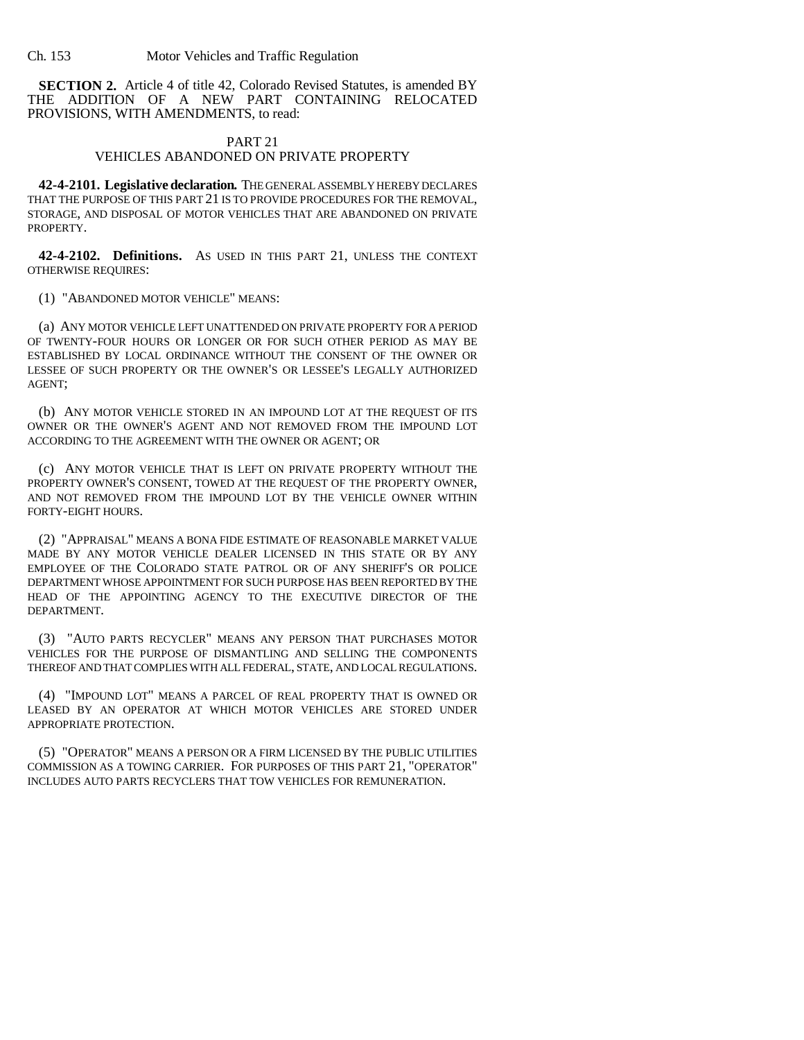**SECTION 2.** Article 4 of title 42, Colorado Revised Statutes, is amended BY THE ADDITION OF A NEW PART CONTAINING RELOCATED PROVISIONS, WITH AMENDMENTS, to read:

PART 21
VEHICLES ABANDONED ON PRIVATE PROPERTY

**42-4-2101. Legislative declaration.** THE GENERAL ASSEMBLY HEREBY DECLARES THAT THE PURPOSE OF THIS PART 21 IS TO PROVIDE PROCEDURES FOR THE REMOVAL, STORAGE, AND DISPOSAL OF MOTOR VEHICLES THAT ARE ABANDONED ON PRIVATE PROPERTY.

**42-4-2102. Definitions.** AS USED IN THIS PART 21, UNLESS THE CONTEXT OTHERWISE REQUIRES:

(1) "ABANDONED MOTOR VEHICLE" MEANS:

(a) ANY MOTOR VEHICLE LEFT UNATTENDED ON PRIVATE PROPERTY FOR A PERIOD OF TWENTY-FOUR HOURS OR LONGER OR FOR SUCH OTHER PERIOD AS MAY BE ESTABLISHED BY LOCAL ORDINANCE WITHOUT THE CONSENT OF THE OWNER OR LESSEE OF SUCH PROPERTY OR THE OWNER'S OR LESSEE'S LEGALLY AUTHORIZED AGENT;

(b) ANY MOTOR VEHICLE STORED IN AN IMPOUND LOT AT THE REQUEST OF ITS OWNER OR THE OWNER'S AGENT AND NOT REMOVED FROM THE IMPOUND LOT ACCORDING TO THE AGREEMENT WITH THE OWNER OR AGENT; OR

(c) ANY MOTOR VEHICLE THAT IS LEFT ON PRIVATE PROPERTY WITHOUT THE PROPERTY OWNER'S CONSENT, TOWED AT THE REQUEST OF THE PROPERTY OWNER, AND NOT REMOVED FROM THE IMPOUND LOT BY THE VEHICLE OWNER WITHIN FORTY-EIGHT HOURS.

(2) "APPRAISAL" MEANS A BONA FIDE ESTIMATE OF REASONABLE MARKET VALUE MADE BY ANY MOTOR VEHICLE DEALER LICENSED IN THIS STATE OR BY ANY EMPLOYEE OF THE COLORADO STATE PATROL OR OF ANY SHERIFF'S OR POLICE DEPARTMENT WHOSE APPOINTMENT FOR SUCH PURPOSE HAS BEEN REPORTED BY THE HEAD OF THE APPOINTING AGENCY TO THE EXECUTIVE DIRECTOR OF THE DEPARTMENT.

(3) "AUTO PARTS RECYCLER" MEANS ANY PERSON THAT PURCHASES MOTOR VEHICLES FOR THE PURPOSE OF DISMANTLING AND SELLING THE COMPONENTS THEREOF AND THAT COMPLIES WITH ALL FEDERAL, STATE, AND LOCAL REGULATIONS.

(4) "IMPOUND LOT" MEANS A PARCEL OF REAL PROPERTY THAT IS OWNED OR LEASED BY AN OPERATOR AT WHICH MOTOR VEHICLES ARE STORED UNDER APPROPRIATE PROTECTION.

(5) "OPERATOR" MEANS A PERSON OR A FIRM LICENSED BY THE PUBLIC UTILITIES COMMISSION AS A TOWING CARRIER. FOR PURPOSES OF THIS PART 21, "OPERATOR" INCLUDES AUTO PARTS RECYCLERS THAT TOW VEHICLES FOR REMUNERATION.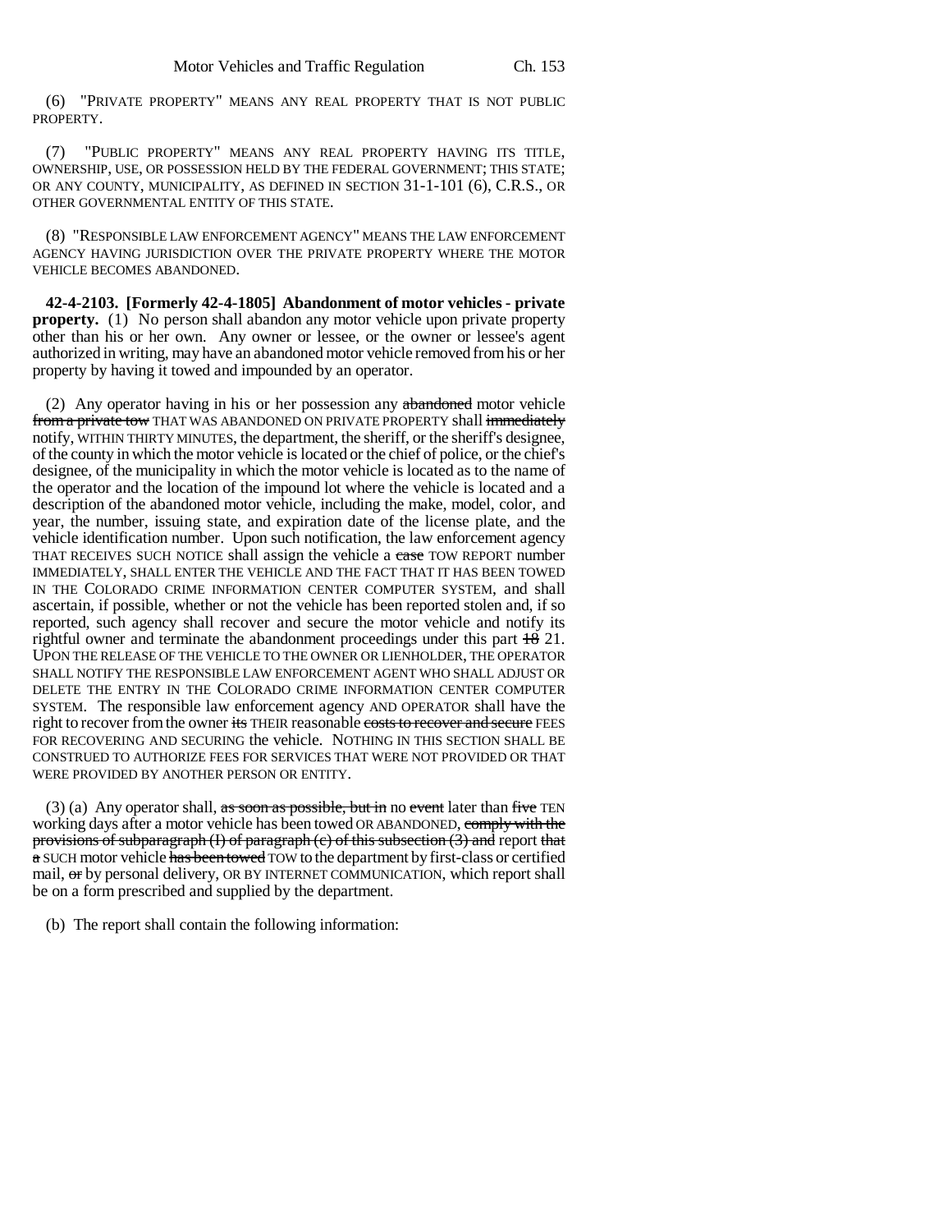(6) "PRIVATE PROPERTY" MEANS ANY REAL PROPERTY THAT IS NOT PUBLIC PROPERTY.

(7) "PUBLIC PROPERTY" MEANS ANY REAL PROPERTY HAVING ITS TITLE, OWNERSHIP, USE, OR POSSESSION HELD BY THE FEDERAL GOVERNMENT; THIS STATE; OR ANY COUNTY, MUNICIPALITY, AS DEFINED IN SECTION 31-1-101 (6), C.R.S., OR OTHER GOVERNMENTAL ENTITY OF THIS STATE.

(8) "RESPONSIBLE LAW ENFORCEMENT AGENCY" MEANS THE LAW ENFORCEMENT AGENCY HAVING JURISDICTION OVER THE PRIVATE PROPERTY WHERE THE MOTOR VEHICLE BECOMES ABANDONED.

**42-4-2103. [Formerly 42-4-1805] Abandonment of motor vehicles - private property.** (1) No person shall abandon any motor vehicle upon private property other than his or her own. Any owner or lessee, or the owner or lessee's agent authorized in writing, may have an abandoned motor vehicle removed from his or her property by having it towed and impounded by an operator.

(2) Any operator having in his or her possession any ~~abandoned~~ motor vehicle ~~from a private tow~~ THAT WAS ABANDONED ON PRIVATE PROPERTY shall ~~immediately~~ notify, WITHIN THIRTY MINUTES, the department, the sheriff, or the sheriff's designee, of the county in which the motor vehicle is located or the chief of police, or the chief's designee, of the municipality in which the motor vehicle is located as to the name of the operator and the location of the impound lot where the vehicle is located and a description of the abandoned motor vehicle, including the make, model, color, and year, the number, issuing state, and expiration date of the license plate, and the vehicle identification number. Upon such notification, the law enforcement agency THAT RECEIVES SUCH NOTICE shall assign the vehicle a ~~case~~ TOW REPORT number IMMEDIATELY, SHALL ENTER THE VEHICLE AND THE FACT THAT IT HAS BEEN TOWED IN THE COLORADO CRIME INFORMATION CENTER COMPUTER SYSTEM, and shall ascertain, if possible, whether or not the vehicle has been reported stolen and, if so reported, such agency shall recover and secure the motor vehicle and notify its rightful owner and terminate the abandonment proceedings under this part ~~18~~ 21. UPON THE RELEASE OF THE VEHICLE TO THE OWNER OR LIENHOLDER, THE OPERATOR SHALL NOTIFY THE RESPONSIBLE LAW ENFORCEMENT AGENT WHO SHALL ADJUST OR DELETE THE ENTRY IN THE COLORADO CRIME INFORMATION CENTER COMPUTER SYSTEM. The responsible law enforcement agency AND OPERATOR shall have the right to recover from the owner ~~its~~ THEIR reasonable ~~costs to recover and secure~~ FEES FOR RECOVERING AND SECURING the vehicle. NOTHING IN THIS SECTION SHALL BE CONSTRUED TO AUTHORIZE FEES FOR SERVICES THAT WERE NOT PROVIDED OR THAT WERE PROVIDED BY ANOTHER PERSON OR ENTITY.

(3) (a) Any operator shall, ~~as soon as possible, but in~~ no ~~event~~ later than ~~five~~ TEN working days after a motor vehicle has been towed OR ABANDONED, ~~comply with the provisions of subparagraph (I) of paragraph (c) of this subsection (3) and~~ report ~~that a~~ SUCH motor vehicle ~~has been towed~~ TOW to the department by first-class or certified mail, ~~or~~ by personal delivery, OR BY INTERNET COMMUNICATION, which report shall be on a form prescribed and supplied by the department.

(b) The report shall contain the following information: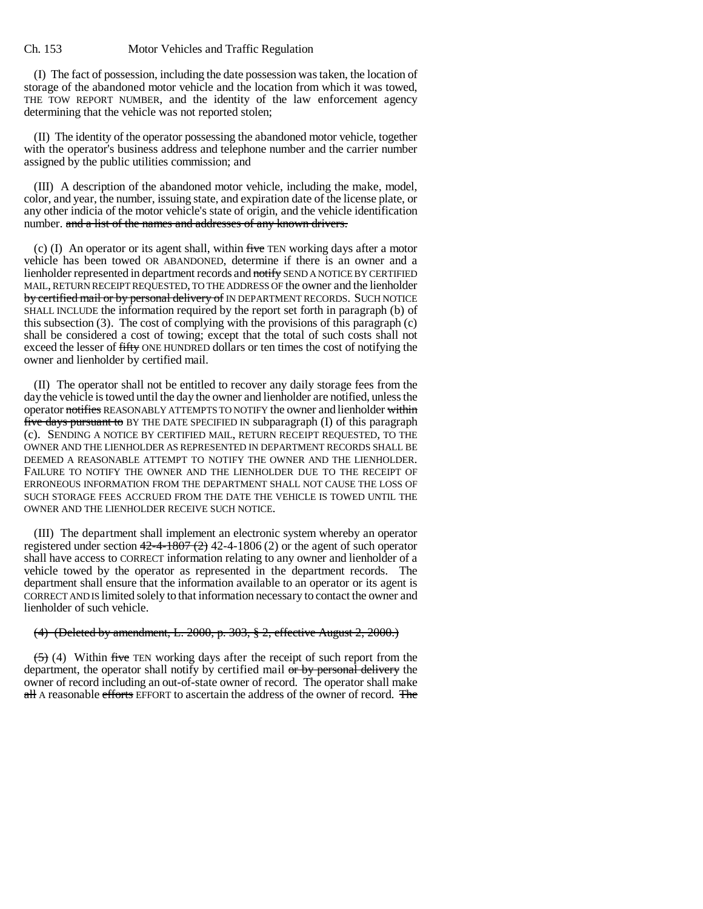(I) The fact of possession, including the date possession was taken, the location of storage of the abandoned motor vehicle and the location from which it was towed, THE TOW REPORT NUMBER, and the identity of the law enforcement agency determining that the vehicle was not reported stolen;

(II) The identity of the operator possessing the abandoned motor vehicle, together with the operator's business address and telephone number and the carrier number assigned by the public utilities commission; and

(III) A description of the abandoned motor vehicle, including the make, model, color, and year, the number, issuing state, and expiration date of the license plate, or any other indicia of the motor vehicle's state of origin, and the vehicle identification number. ~~and a list of the names and addresses of any known drivers.~~

(c) (I) An operator or its agent shall, within ~~five~~ TEN working days after a motor vehicle has been towed OR ABANDONED, determine if there is an owner and a lienholder represented in department records and ~~notify~~ SEND A NOTICE BY CERTIFIED MAIL, RETURN RECEIPT REQUESTED, TO THE ADDRESS OF the owner and the lienholder ~~by certified mail or by personal delivery of~~ IN DEPARTMENT RECORDS. SUCH NOTICE SHALL INCLUDE the information required by the report set forth in paragraph (b) of this subsection (3). The cost of complying with the provisions of this paragraph (c) shall be considered a cost of towing; except that the total of such costs shall not exceed the lesser of ~~fifty~~ ONE HUNDRED dollars or ten times the cost of notifying the owner and lienholder by certified mail.

(II) The operator shall not be entitled to recover any daily storage fees from the day the vehicle is towed until the day the owner and lienholder are notified, unless the operator ~~notifies~~ REASONABLY ATTEMPTS TO NOTIFY the owner and lienholder ~~within five days pursuant to~~ BY THE DATE SPECIFIED IN subparagraph (I) of this paragraph (c). SENDING A NOTICE BY CERTIFIED MAIL, RETURN RECEIPT REQUESTED, TO THE OWNER AND THE LIENHOLDER AS REPRESENTED IN DEPARTMENT RECORDS SHALL BE DEEMED A REASONABLE ATTEMPT TO NOTIFY THE OWNER AND THE LIENHOLDER. FAILURE TO NOTIFY THE OWNER AND THE LIENHOLDER DUE TO THE RECEIPT OF ERRONEOUS INFORMATION FROM THE DEPARTMENT SHALL NOT CAUSE THE LOSS OF SUCH STORAGE FEES ACCRUED FROM THE DATE THE VEHICLE IS TOWED UNTIL THE OWNER AND THE LIENHOLDER RECEIVE SUCH NOTICE.

(III) The department shall implement an electronic system whereby an operator registered under section ~~42-4-1807 (2)~~ 42-4-1806 (2) or the agent of such operator shall have access to CORRECT information relating to any owner and lienholder of a vehicle towed by the operator as represented in the department records. The department shall ensure that the information available to an operator or its agent is CORRECT AND IS limited solely to that information necessary to contact the owner and lienholder of such vehicle.

~~(4) (Deleted by amendment, L. 2000, p. 303, § 2, effective August 2, 2000.)~~

~~(5)~~ (4) Within ~~five~~ TEN working days after the receipt of such report from the department, the operator shall notify by certified mail ~~or by personal delivery~~ the owner of record including an out-of-state owner of record. The operator shall make ~~all~~ A reasonable ~~efforts~~ EFFORT to ascertain the address of the owner of record. ~~The~~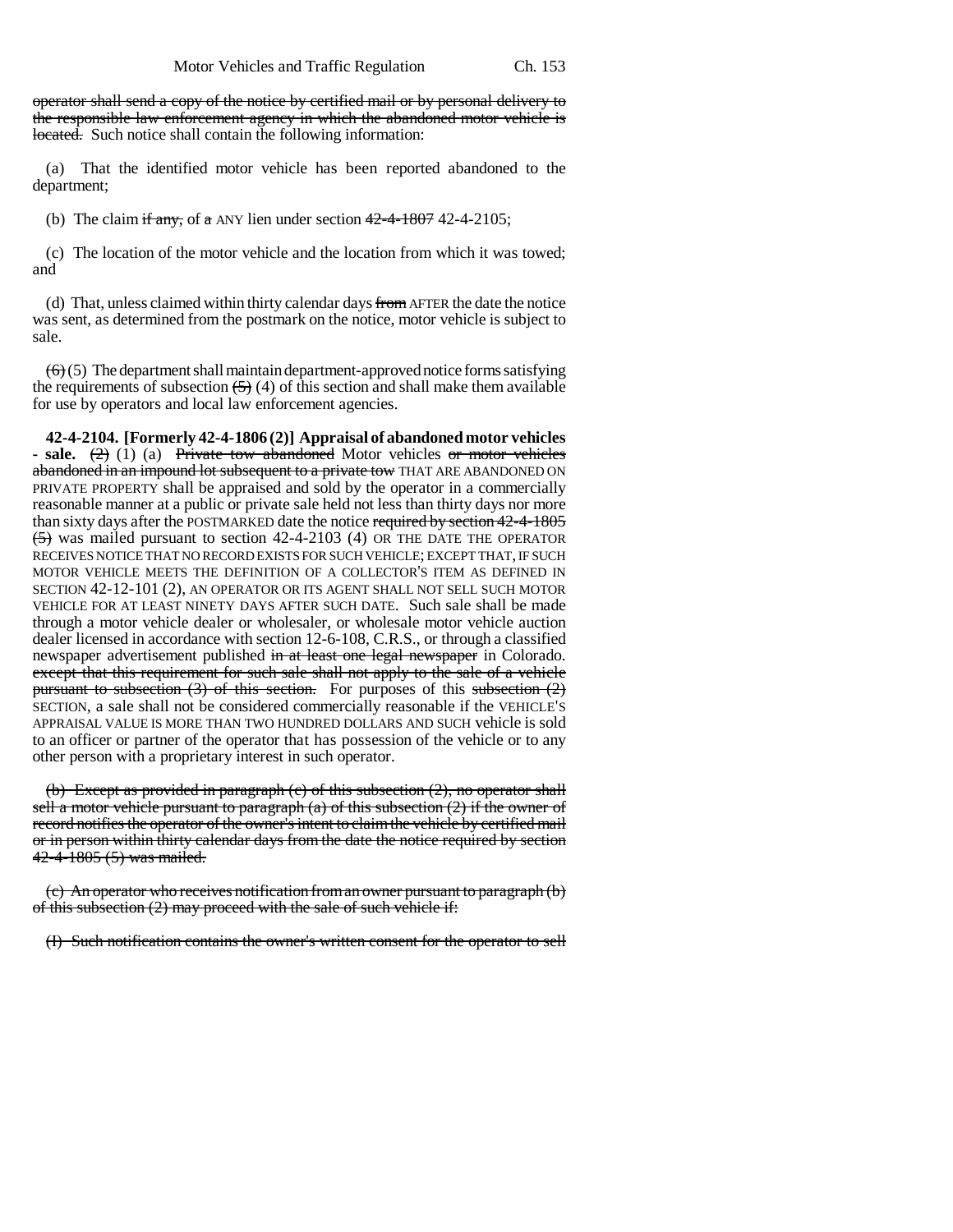operator shall send a copy of the notice by certified mail or by personal delivery to the responsible law enforcement agency in which the abandoned motor vehicle is located. Such notice shall contain the following information:

(a) That the identified motor vehicle has been reported abandoned to the department;

(b) The claim if any, of a ANY lien under section 42-4-1807 42-4-2105;

(c) The location of the motor vehicle and the location from which it was towed; and

(d) That, unless claimed within thirty calendar days from AFTER the date the notice was sent, as determined from the postmark on the notice, motor vehicle is subject to sale.

(6) (5) The department shall maintain department-approved notice forms satisfying the requirements of subsection (5) (4) of this section and shall make them available for use by operators and local law enforcement agencies.

**42-4-2104. [Formerly 42-4-1806 (2)] Appraisal of abandoned motor vehicles - sale.** (2) (1) (a) Private tow abandoned Motor vehicles or motor vehicles abandoned in an impound lot subsequent to a private tow THAT ARE ABANDONED ON PRIVATE PROPERTY shall be appraised and sold by the operator in a commercially reasonable manner at a public or private sale held not less than thirty days nor more than sixty days after the POSTMARKED date the notice required by section 42-4-1805 (5) was mailed pursuant to section 42-4-2103 (4) OR THE DATE THE OPERATOR RECEIVES NOTICE THAT NO RECORD EXISTS FOR SUCH VEHICLE; EXCEPT THAT, IF SUCH MOTOR VEHICLE MEETS THE DEFINITION OF A COLLECTOR'S ITEM AS DEFINED IN SECTION 42-12-101 (2), AN OPERATOR OR ITS AGENT SHALL NOT SELL SUCH MOTOR VEHICLE FOR AT LEAST NINETY DAYS AFTER SUCH DATE. Such sale shall be made through a motor vehicle dealer or wholesaler, or wholesale motor vehicle auction dealer licensed in accordance with section 12-6-108, C.R.S., or through a classified newspaper advertisement published in at least one legal newspaper in Colorado. except that this requirement for such sale shall not apply to the sale of a vehicle pursuant to subsection (3) of this section. For purposes of this subsection (2) SECTION, a sale shall not be considered commercially reasonable if the VEHICLE'S APPRAISAL VALUE IS MORE THAN TWO HUNDRED DOLLARS AND SUCH vehicle is sold to an officer or partner of the operator that has possession of the vehicle or to any other person with a proprietary interest in such operator.

(b) Except as provided in paragraph (c) of this subsection (2), no operator shall sell a motor vehicle pursuant to paragraph (a) of this subsection (2) if the owner of record notifies the operator of the owner's intent to claim the vehicle by certified mail or in person within thirty calendar days from the date the notice required by section 42-4-1805 (5) was mailed.

(c) An operator who receives notification from an owner pursuant to paragraph (b) of this subsection (2) may proceed with the sale of such vehicle if:

(I) Such notification contains the owner's written consent for the operator to sell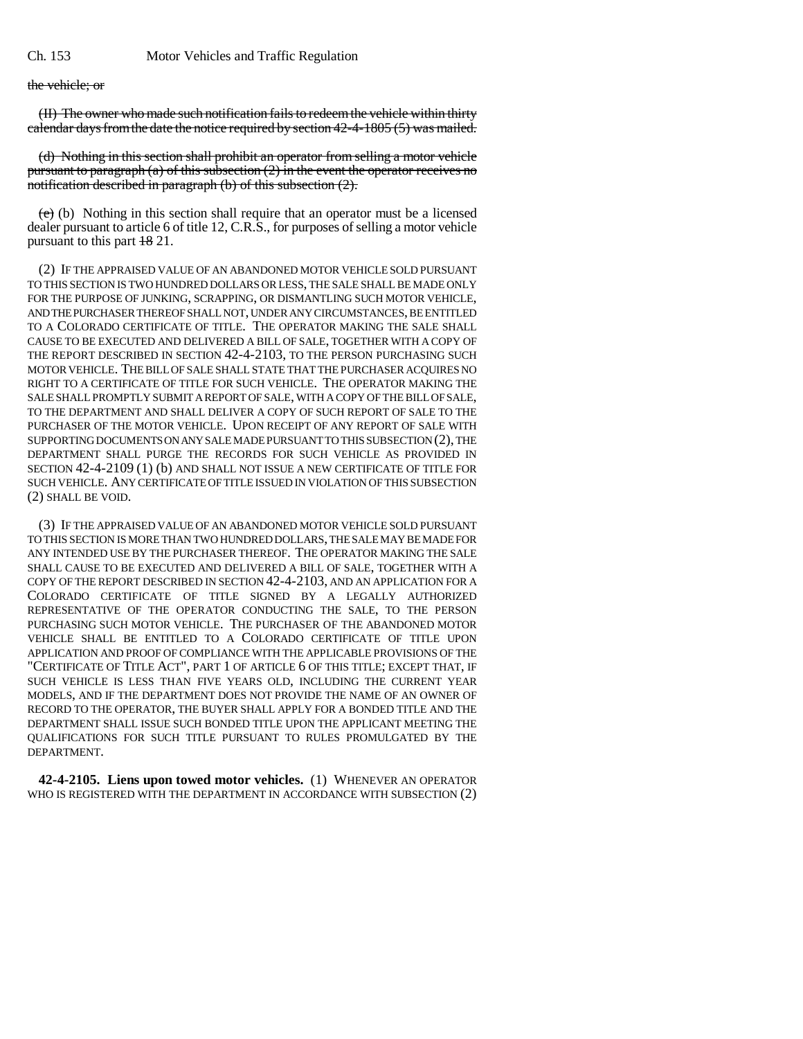the vehicle; or

(II) The owner who made such notification fails to redeem the vehicle within thirty calendar days from the date the notice required by section 42-4-1805 (5) was mailed.

(d) Nothing in this section shall prohibit an operator from selling a motor vehicle pursuant to paragraph (a) of this subsection (2) in the event the operator receives no notification described in paragraph (b) of this subsection (2).

~~(c)~~ (b) Nothing in this section shall require that an operator must be a licensed dealer pursuant to article 6 of title 12, C.R.S., for purposes of selling a motor vehicle pursuant to this part ~~18~~ 21.

(2) IF THE APPRAISED VALUE OF AN ABANDONED MOTOR VEHICLE SOLD PURSUANT TO THIS SECTION IS TWO HUNDRED DOLLARS OR LESS, THE SALE SHALL BE MADE ONLY FOR THE PURPOSE OF JUNKING, SCRAPPING, OR DISMANTLING SUCH MOTOR VEHICLE, AND THE PURCHASER THEREOF SHALL NOT, UNDER ANY CIRCUMSTANCES, BE ENTITLED TO A COLORADO CERTIFICATE OF TITLE. THE OPERATOR MAKING THE SALE SHALL CAUSE TO BE EXECUTED AND DELIVERED A BILL OF SALE, TOGETHER WITH A COPY OF THE REPORT DESCRIBED IN SECTION 42-4-2103, TO THE PERSON PURCHASING SUCH MOTOR VEHICLE. THE BILL OF SALE SHALL STATE THAT THE PURCHASER ACQUIRES NO RIGHT TO A CERTIFICATE OF TITLE FOR SUCH VEHICLE. THE OPERATOR MAKING THE SALE SHALL PROMPTLY SUBMIT A REPORT OF SALE, WITH A COPY OF THE BILL OF SALE, TO THE DEPARTMENT AND SHALL DELIVER A COPY OF SUCH REPORT OF SALE TO THE PURCHASER OF THE MOTOR VEHICLE. UPON RECEIPT OF ANY REPORT OF SALE WITH SUPPORTING DOCUMENTS ON ANY SALE MADE PURSUANT TO THIS SUBSECTION (2), THE DEPARTMENT SHALL PURGE THE RECORDS FOR SUCH VEHICLE AS PROVIDED IN SECTION 42-4-2109 (1) (b) AND SHALL NOT ISSUE A NEW CERTIFICATE OF TITLE FOR SUCH VEHICLE. ANY CERTIFICATE OF TITLE ISSUED IN VIOLATION OF THIS SUBSECTION (2) SHALL BE VOID.

(3) IF THE APPRAISED VALUE OF AN ABANDONED MOTOR VEHICLE SOLD PURSUANT TO THIS SECTION IS MORE THAN TWO HUNDRED DOLLARS, THE SALE MAY BE MADE FOR ANY INTENDED USE BY THE PURCHASER THEREOF. THE OPERATOR MAKING THE SALE SHALL CAUSE TO BE EXECUTED AND DELIVERED A BILL OF SALE, TOGETHER WITH A COPY OF THE REPORT DESCRIBED IN SECTION 42-4-2103, AND AN APPLICATION FOR A COLORADO CERTIFICATE OF TITLE SIGNED BY A LEGALLY AUTHORIZED REPRESENTATIVE OF THE OPERATOR CONDUCTING THE SALE, TO THE PERSON PURCHASING SUCH MOTOR VEHICLE. THE PURCHASER OF THE ABANDONED MOTOR VEHICLE SHALL BE ENTITLED TO A COLORADO CERTIFICATE OF TITLE UPON APPLICATION AND PROOF OF COMPLIANCE WITH THE APPLICABLE PROVISIONS OF THE "CERTIFICATE OF TITLE ACT", PART 1 OF ARTICLE 6 OF THIS TITLE; EXCEPT THAT, IF SUCH VEHICLE IS LESS THAN FIVE YEARS OLD, INCLUDING THE CURRENT YEAR MODELS, AND IF THE DEPARTMENT DOES NOT PROVIDE THE NAME OF AN OWNER OF RECORD TO THE OPERATOR, THE BUYER SHALL APPLY FOR A BONDED TITLE AND THE DEPARTMENT SHALL ISSUE SUCH BONDED TITLE UPON THE APPLICANT MEETING THE QUALIFICATIONS FOR SUCH TITLE PURSUANT TO RULES PROMULGATED BY THE DEPARTMENT.

**42-4-2105. Liens upon towed motor vehicles.** (1) WHENEVER AN OPERATOR WHO IS REGISTERED WITH THE DEPARTMENT IN ACCORDANCE WITH SUBSECTION (2)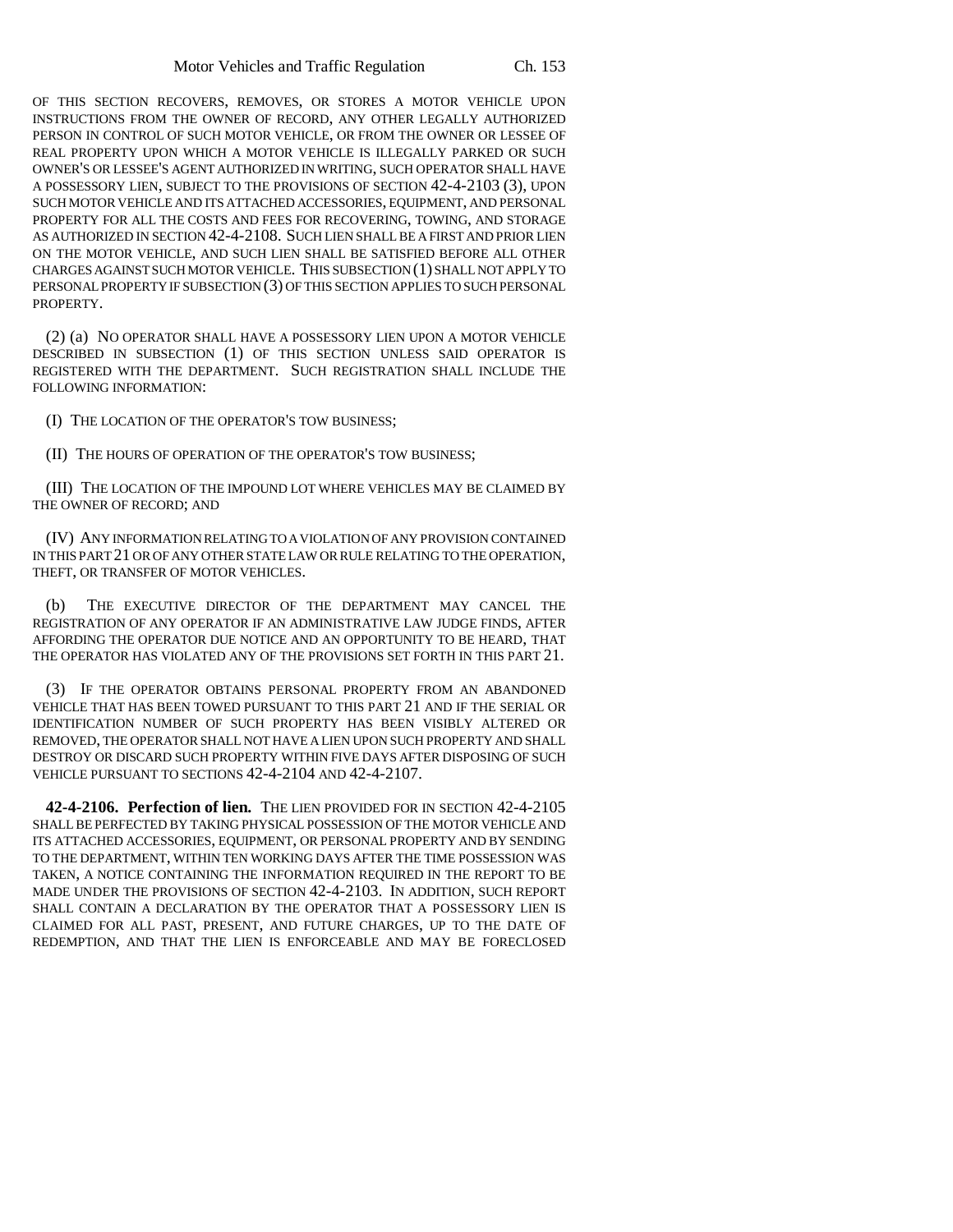OF THIS SECTION RECOVERS, REMOVES, OR STORES A MOTOR VEHICLE UPON INSTRUCTIONS FROM THE OWNER OF RECORD, ANY OTHER LEGALLY AUTHORIZED PERSON IN CONTROL OF SUCH MOTOR VEHICLE, OR FROM THE OWNER OR LESSEE OF REAL PROPERTY UPON WHICH A MOTOR VEHICLE IS ILLEGALLY PARKED OR SUCH OWNER'S OR LESSEE'S AGENT AUTHORIZED IN WRITING, SUCH OPERATOR SHALL HAVE A POSSESSORY LIEN, SUBJECT TO THE PROVISIONS OF SECTION 42-4-2103 (3), UPON SUCH MOTOR VEHICLE AND ITS ATTACHED ACCESSORIES, EQUIPMENT, AND PERSONAL PROPERTY FOR ALL THE COSTS AND FEES FOR RECOVERING, TOWING, AND STORAGE AS AUTHORIZED IN SECTION 42-4-2108. SUCH LIEN SHALL BE A FIRST AND PRIOR LIEN ON THE MOTOR VEHICLE, AND SUCH LIEN SHALL BE SATISFIED BEFORE ALL OTHER CHARGES AGAINST SUCH MOTOR VEHICLE. THIS SUBSECTION (1) SHALL NOT APPLY TO PERSONAL PROPERTY IF SUBSECTION (3) OF THIS SECTION APPLIES TO SUCH PERSONAL PROPERTY.

(2) (a) NO OPERATOR SHALL HAVE A POSSESSORY LIEN UPON A MOTOR VEHICLE DESCRIBED IN SUBSECTION (1) OF THIS SECTION UNLESS SAID OPERATOR IS REGISTERED WITH THE DEPARTMENT. SUCH REGISTRATION SHALL INCLUDE THE FOLLOWING INFORMATION:

(I) THE LOCATION OF THE OPERATOR'S TOW BUSINESS;

(II) THE HOURS OF OPERATION OF THE OPERATOR'S TOW BUSINESS;

(III) THE LOCATION OF THE IMPOUND LOT WHERE VEHICLES MAY BE CLAIMED BY THE OWNER OF RECORD; AND

(IV) ANY INFORMATION RELATING TO A VIOLATION OF ANY PROVISION CONTAINED IN THIS PART 21 OR OF ANY OTHER STATE LAW OR RULE RELATING TO THE OPERATION, THEFT, OR TRANSFER OF MOTOR VEHICLES.

(b) THE EXECUTIVE DIRECTOR OF THE DEPARTMENT MAY CANCEL THE REGISTRATION OF ANY OPERATOR IF AN ADMINISTRATIVE LAW JUDGE FINDS, AFTER AFFORDING THE OPERATOR DUE NOTICE AND AN OPPORTUNITY TO BE HEARD, THAT THE OPERATOR HAS VIOLATED ANY OF THE PROVISIONS SET FORTH IN THIS PART 21.

(3) IF THE OPERATOR OBTAINS PERSONAL PROPERTY FROM AN ABANDONED VEHICLE THAT HAS BEEN TOWED PURSUANT TO THIS PART 21 AND IF THE SERIAL OR IDENTIFICATION NUMBER OF SUCH PROPERTY HAS BEEN VISIBLY ALTERED OR REMOVED, THE OPERATOR SHALL NOT HAVE A LIEN UPON SUCH PROPERTY AND SHALL DESTROY OR DISCARD SUCH PROPERTY WITHIN FIVE DAYS AFTER DISPOSING OF SUCH VEHICLE PURSUANT TO SECTIONS 42-4-2104 AND 42-4-2107.

**42-4-2106. Perfection of lien.** THE LIEN PROVIDED FOR IN SECTION 42-4-2105 SHALL BE PERFECTED BY TAKING PHYSICAL POSSESSION OF THE MOTOR VEHICLE AND ITS ATTACHED ACCESSORIES, EQUIPMENT, OR PERSONAL PROPERTY AND BY SENDING TO THE DEPARTMENT, WITHIN TEN WORKING DAYS AFTER THE TIME POSSESSION WAS TAKEN, A NOTICE CONTAINING THE INFORMATION REQUIRED IN THE REPORT TO BE MADE UNDER THE PROVISIONS OF SECTION 42-4-2103. IN ADDITION, SUCH REPORT SHALL CONTAIN A DECLARATION BY THE OPERATOR THAT A POSSESSORY LIEN IS CLAIMED FOR ALL PAST, PRESENT, AND FUTURE CHARGES, UP TO THE DATE OF REDEMPTION, AND THAT THE LIEN IS ENFORCEABLE AND MAY BE FORECLOSED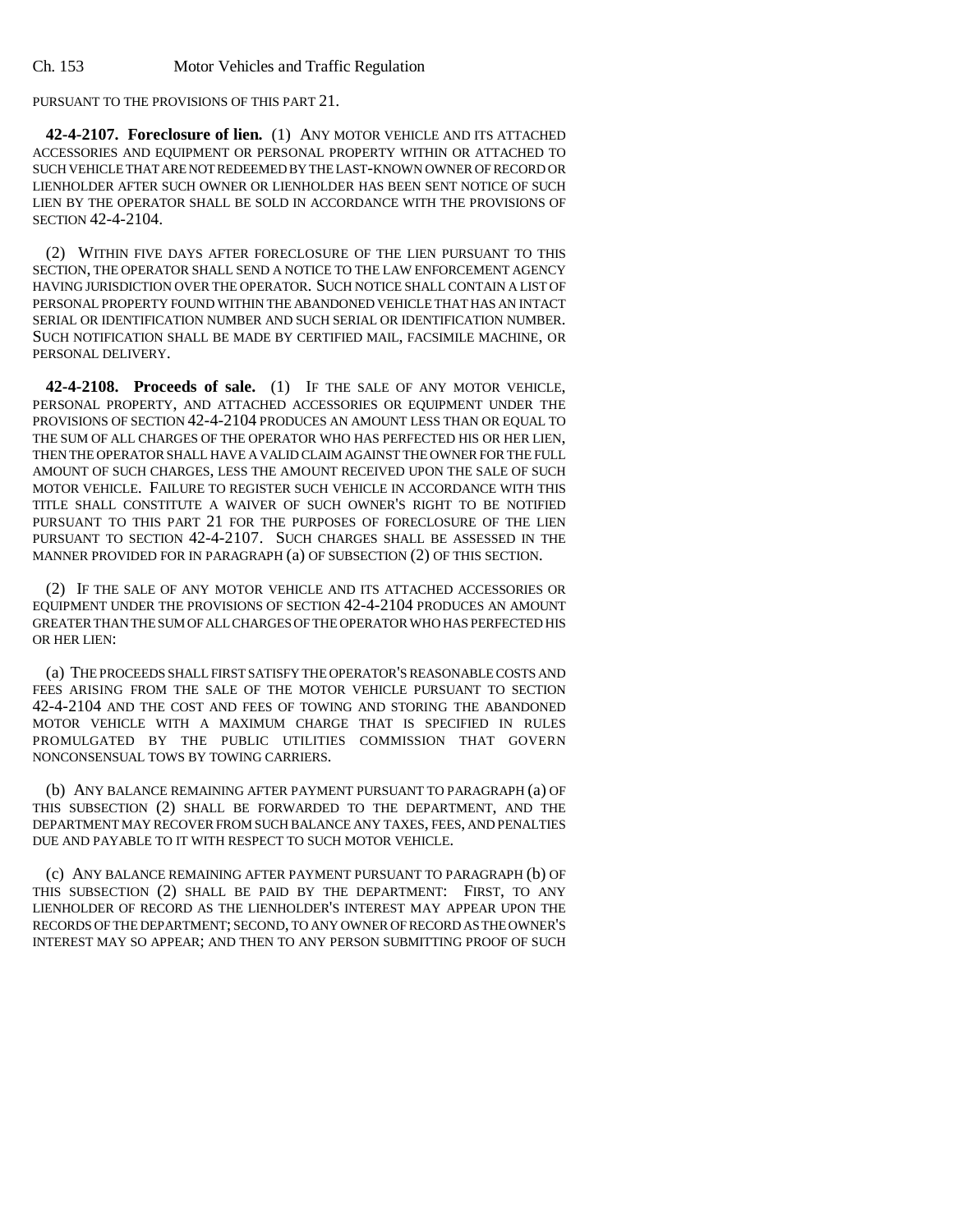PURSUANT TO THE PROVISIONS OF THIS PART 21.

**42-4-2107. Foreclosure of lien.** (1) ANY MOTOR VEHICLE AND ITS ATTACHED ACCESSORIES AND EQUIPMENT OR PERSONAL PROPERTY WITHIN OR ATTACHED TO SUCH VEHICLE THAT ARE NOT REDEEMED BY THE LAST-KNOWN OWNER OF RECORD OR LIENHOLDER AFTER SUCH OWNER OR LIENHOLDER HAS BEEN SENT NOTICE OF SUCH LIEN BY THE OPERATOR SHALL BE SOLD IN ACCORDANCE WITH THE PROVISIONS OF SECTION 42-4-2104.

(2) WITHIN FIVE DAYS AFTER FORECLOSURE OF THE LIEN PURSUANT TO THIS SECTION, THE OPERATOR SHALL SEND A NOTICE TO THE LAW ENFORCEMENT AGENCY HAVING JURISDICTION OVER THE OPERATOR. SUCH NOTICE SHALL CONTAIN A LIST OF PERSONAL PROPERTY FOUND WITHIN THE ABANDONED VEHICLE THAT HAS AN INTACT SERIAL OR IDENTIFICATION NUMBER AND SUCH SERIAL OR IDENTIFICATION NUMBER. SUCH NOTIFICATION SHALL BE MADE BY CERTIFIED MAIL, FACSIMILE MACHINE, OR PERSONAL DELIVERY.

**42-4-2108. Proceeds of sale.** (1) IF THE SALE OF ANY MOTOR VEHICLE, PERSONAL PROPERTY, AND ATTACHED ACCESSORIES OR EQUIPMENT UNDER THE PROVISIONS OF SECTION 42-4-2104 PRODUCES AN AMOUNT LESS THAN OR EQUAL TO THE SUM OF ALL CHARGES OF THE OPERATOR WHO HAS PERFECTED HIS OR HER LIEN, THEN THE OPERATOR SHALL HAVE A VALID CLAIM AGAINST THE OWNER FOR THE FULL AMOUNT OF SUCH CHARGES, LESS THE AMOUNT RECEIVED UPON THE SALE OF SUCH MOTOR VEHICLE. FAILURE TO REGISTER SUCH VEHICLE IN ACCORDANCE WITH THIS TITLE SHALL CONSTITUTE A WAIVER OF SUCH OWNER'S RIGHT TO BE NOTIFIED PURSUANT TO THIS PART 21 FOR THE PURPOSES OF FORECLOSURE OF THE LIEN PURSUANT TO SECTION 42-4-2107. SUCH CHARGES SHALL BE ASSESSED IN THE MANNER PROVIDED FOR IN PARAGRAPH (a) OF SUBSECTION (2) OF THIS SECTION.

(2) IF THE SALE OF ANY MOTOR VEHICLE AND ITS ATTACHED ACCESSORIES OR EQUIPMENT UNDER THE PROVISIONS OF SECTION 42-4-2104 PRODUCES AN AMOUNT GREATER THAN THE SUM OF ALL CHARGES OF THE OPERATOR WHO HAS PERFECTED HIS OR HER LIEN:

(a) THE PROCEEDS SHALL FIRST SATISFY THE OPERATOR'S REASONABLE COSTS AND FEES ARISING FROM THE SALE OF THE MOTOR VEHICLE PURSUANT TO SECTION 42-4-2104 AND THE COST AND FEES OF TOWING AND STORING THE ABANDONED MOTOR VEHICLE WITH A MAXIMUM CHARGE THAT IS SPECIFIED IN RULES PROMULGATED BY THE PUBLIC UTILITIES COMMISSION THAT GOVERN NONCONSENSUAL TOWS BY TOWING CARRIERS.

(b) ANY BALANCE REMAINING AFTER PAYMENT PURSUANT TO PARAGRAPH (a) OF THIS SUBSECTION (2) SHALL BE FORWARDED TO THE DEPARTMENT, AND THE DEPARTMENT MAY RECOVER FROM SUCH BALANCE ANY TAXES, FEES, AND PENALTIES DUE AND PAYABLE TO IT WITH RESPECT TO SUCH MOTOR VEHICLE.

(c) ANY BALANCE REMAINING AFTER PAYMENT PURSUANT TO PARAGRAPH (b) OF THIS SUBSECTION (2) SHALL BE PAID BY THE DEPARTMENT: FIRST, TO ANY LIENHOLDER OF RECORD AS THE LIENHOLDER'S INTEREST MAY APPEAR UPON THE RECORDS OF THE DEPARTMENT; SECOND, TO ANY OWNER OF RECORD AS THE OWNER'S INTEREST MAY SO APPEAR; AND THEN TO ANY PERSON SUBMITTING PROOF OF SUCH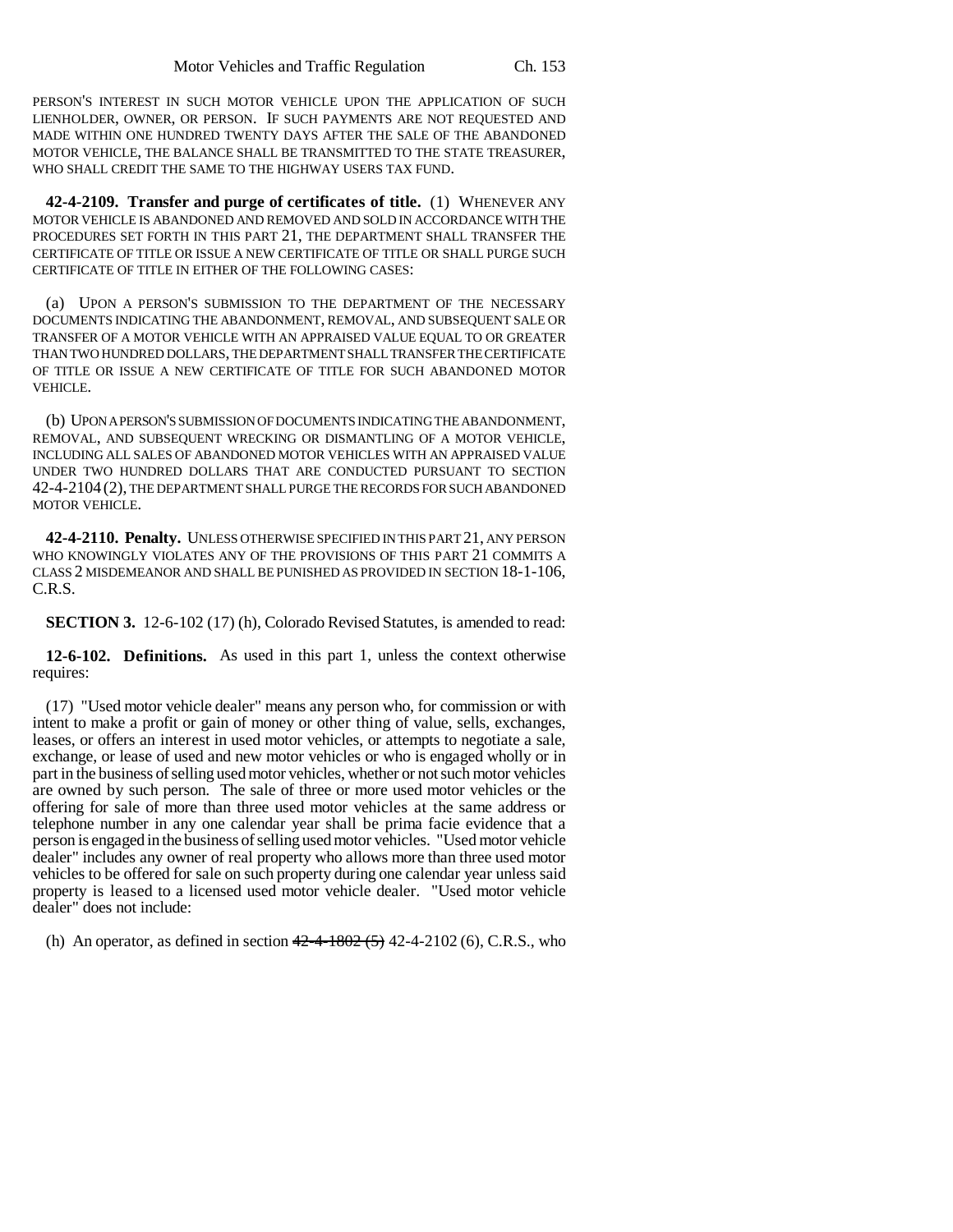PERSON'S INTEREST IN SUCH MOTOR VEHICLE UPON THE APPLICATION OF SUCH LIENHOLDER, OWNER, OR PERSON. IF SUCH PAYMENTS ARE NOT REQUESTED AND MADE WITHIN ONE HUNDRED TWENTY DAYS AFTER THE SALE OF THE ABANDONED MOTOR VEHICLE, THE BALANCE SHALL BE TRANSMITTED TO THE STATE TREASURER, WHO SHALL CREDIT THE SAME TO THE HIGHWAY USERS TAX FUND.

**42-4-2109. Transfer and purge of certificates of title.** (1) WHENEVER ANY MOTOR VEHICLE IS ABANDONED AND REMOVED AND SOLD IN ACCORDANCE WITH THE PROCEDURES SET FORTH IN THIS PART 21, THE DEPARTMENT SHALL TRANSFER THE CERTIFICATE OF TITLE OR ISSUE A NEW CERTIFICATE OF TITLE OR SHALL PURGE SUCH CERTIFICATE OF TITLE IN EITHER OF THE FOLLOWING CASES:

(a) UPON A PERSON'S SUBMISSION TO THE DEPARTMENT OF THE NECESSARY DOCUMENTS INDICATING THE ABANDONMENT, REMOVAL, AND SUBSEQUENT SALE OR TRANSFER OF A MOTOR VEHICLE WITH AN APPRAISED VALUE EQUAL TO OR GREATER THAN TWO HUNDRED DOLLARS, THE DEPARTMENT SHALL TRANSFER THE CERTIFICATE OF TITLE OR ISSUE A NEW CERTIFICATE OF TITLE FOR SUCH ABANDONED MOTOR VEHICLE.

(b) UPON A PERSON'S SUBMISSION OF DOCUMENTS INDICATING THE ABANDONMENT, REMOVAL, AND SUBSEQUENT WRECKING OR DISMANTLING OF A MOTOR VEHICLE, INCLUDING ALL SALES OF ABANDONED MOTOR VEHICLES WITH AN APPRAISED VALUE UNDER TWO HUNDRED DOLLARS THAT ARE CONDUCTED PURSUANT TO SECTION 42-4-2104 (2), THE DEPARTMENT SHALL PURGE THE RECORDS FOR SUCH ABANDONED MOTOR VEHICLE.

**42-4-2110. Penalty.** UNLESS OTHERWISE SPECIFIED IN THIS PART 21, ANY PERSON WHO KNOWINGLY VIOLATES ANY OF THE PROVISIONS OF THIS PART 21 COMMITS A CLASS 2 MISDEMEANOR AND SHALL BE PUNISHED AS PROVIDED IN SECTION 18-1-106, C.R.S.

**SECTION 3.** 12-6-102 (17) (h), Colorado Revised Statutes, is amended to read:

**12-6-102. Definitions.** As used in this part 1, unless the context otherwise requires:

(17) "Used motor vehicle dealer" means any person who, for commission or with intent to make a profit or gain of money or other thing of value, sells, exchanges, leases, or offers an interest in used motor vehicles, or attempts to negotiate a sale, exchange, or lease of used and new motor vehicles or who is engaged wholly or in part in the business of selling used motor vehicles, whether or not such motor vehicles are owned by such person. The sale of three or more used motor vehicles or the offering for sale of more than three used motor vehicles at the same address or telephone number in any one calendar year shall be prima facie evidence that a person is engaged in the business of selling used motor vehicles. "Used motor vehicle dealer" includes any owner of real property who allows more than three used motor vehicles to be offered for sale on such property during one calendar year unless said property is leased to a licensed used motor vehicle dealer. "Used motor vehicle dealer" does not include:

(h) An operator, as defined in section ~~42-4-1802 (5)~~ 42-4-2102 (6), C.R.S., who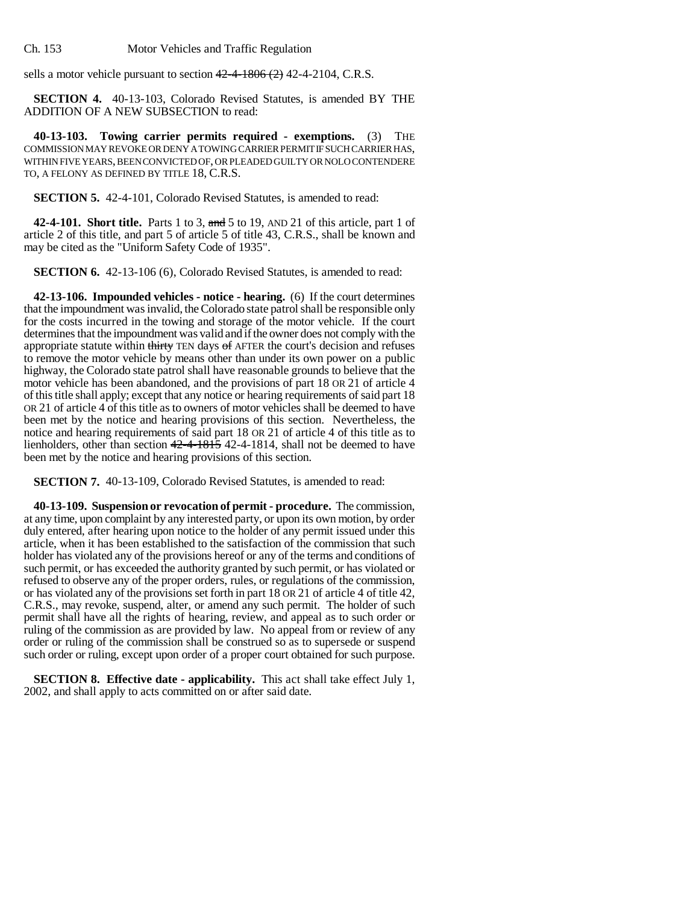sells a motor vehicle pursuant to section ~~42-4-1806 (2)~~ 42-4-2104, C.R.S.

**SECTION 4.** 40-13-103, Colorado Revised Statutes, is amended BY THE ADDITION OF A NEW SUBSECTION to read:

**40-13-103. Towing carrier permits required - exemptions.** (3) THE COMMISSION MAY REVOKE OR DENY A TOWING CARRIER PERMIT IF SUCH CARRIER HAS, WITHIN FIVE YEARS, BEEN CONVICTED OF, OR PLEADED GUILTY OR NOLO CONTENDERE TO, A FELONY AS DEFINED BY TITLE 18, C.R.S.

**SECTION 5.** 42-4-101, Colorado Revised Statutes, is amended to read:

**42-4-101. Short title.** Parts 1 to 3, ~~and~~ 5 to 19, AND 21 of this article, part 1 of article 2 of this title, and part 5 of article 5 of title 43, C.R.S., shall be known and may be cited as the "Uniform Safety Code of 1935".

**SECTION 6.** 42-13-106 (6), Colorado Revised Statutes, is amended to read:

**42-13-106. Impounded vehicles - notice - hearing.** (6) If the court determines that the impoundment was invalid, the Colorado state patrol shall be responsible only for the costs incurred in the towing and storage of the motor vehicle. If the court determines that the impoundment was valid and if the owner does not comply with the appropriate statute within ~~thirty~~ TEN days ~~of~~ AFTER the court's decision and refuses to remove the motor vehicle by means other than under its own power on a public highway, the Colorado state patrol shall have reasonable grounds to believe that the motor vehicle has been abandoned, and the provisions of part 18 OR 21 of article 4 of this title shall apply; except that any notice or hearing requirements of said part 18 OR 21 of article 4 of this title as to owners of motor vehicles shall be deemed to have been met by the notice and hearing provisions of this section. Nevertheless, the notice and hearing requirements of said part 18 OR 21 of article 4 of this title as to lienholders, other than section ~~42-4-1815~~ 42-4-1814, shall not be deemed to have been met by the notice and hearing provisions of this section.

**SECTION 7.** 40-13-109, Colorado Revised Statutes, is amended to read:

**40-13-109. Suspension or revocation of permit - procedure.** The commission, at any time, upon complaint by any interested party, or upon its own motion, by order duly entered, after hearing upon notice to the holder of any permit issued under this article, when it has been established to the satisfaction of the commission that such holder has violated any of the provisions hereof or any of the terms and conditions of such permit, or has exceeded the authority granted by such permit, or has violated or refused to observe any of the proper orders, rules, or regulations of the commission, or has violated any of the provisions set forth in part 18 OR 21 of article 4 of title 42, C.R.S., may revoke, suspend, alter, or amend any such permit. The holder of such permit shall have all the rights of hearing, review, and appeal as to such order or ruling of the commission as are provided by law. No appeal from or review of any order or ruling of the commission shall be construed so as to supersede or suspend such order or ruling, except upon order of a proper court obtained for such purpose.

**SECTION 8. Effective date - applicability.** This act shall take effect July 1, 2002, and shall apply to acts committed on or after said date.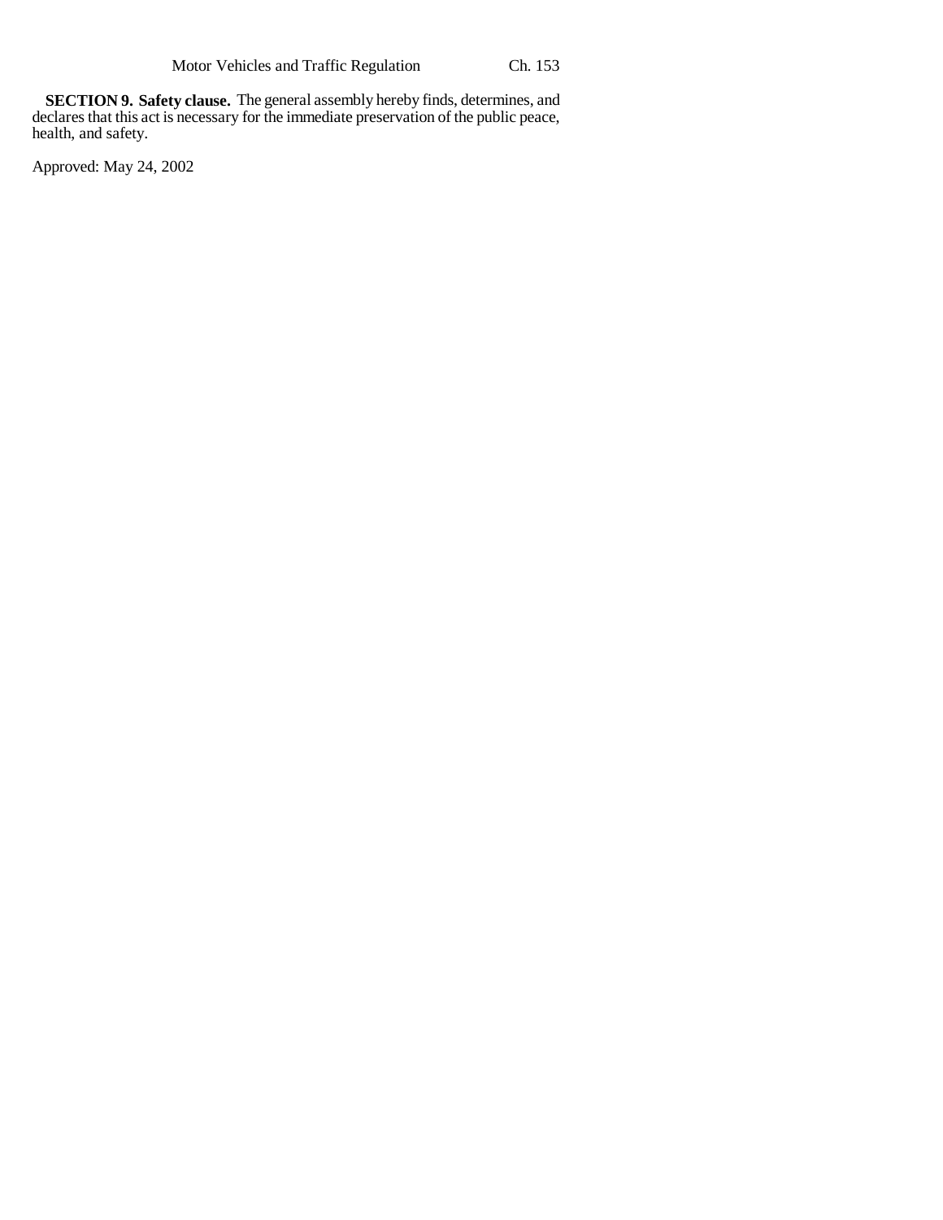**SECTION 9. Safety clause.** The general assembly hereby finds, determines, and declares that this act is necessary for the immediate preservation of the public peace, health, and safety.

Approved: May 24, 2002